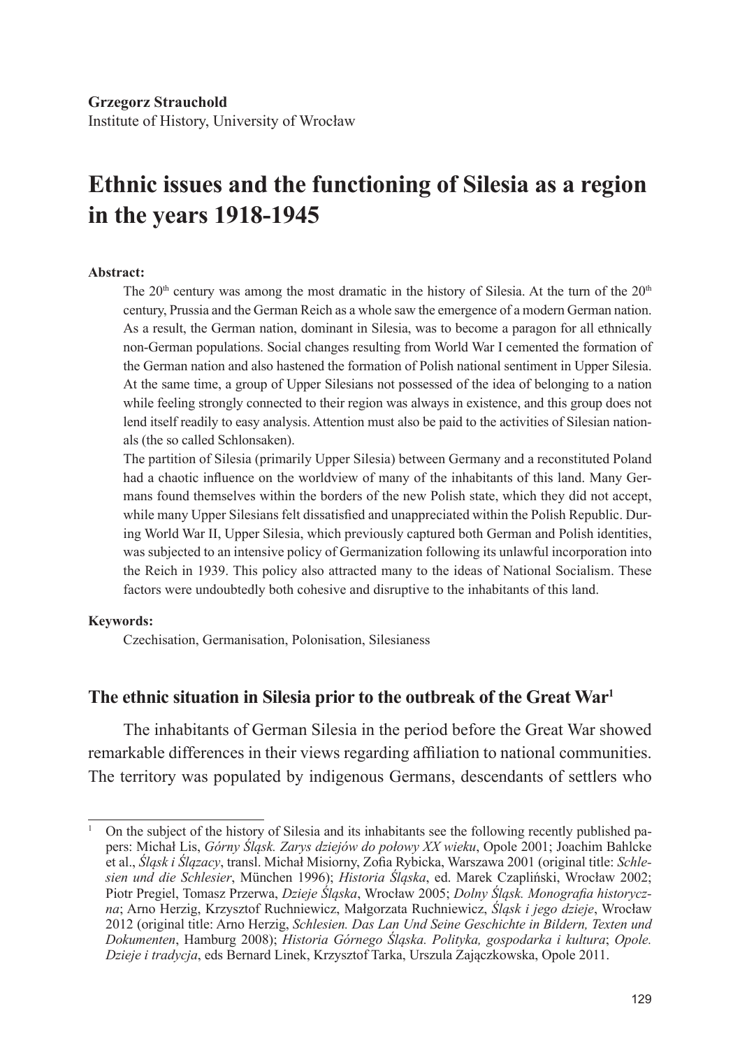**Grzegorz Strauchold**
Institute of History, University of Wrocław

# Ethnic issues and the functioning of Silesia as a region in the years 1918-1945

**Abstract:**

The 20th century was among the most dramatic in the history of Silesia. At the turn of the 20th century, Prussia and the German Reich as a whole saw the emergence of a modern German nation. As a result, the German nation, dominant in Silesia, was to become a paragon for all ethnically non-German populations. Social changes resulting from World War I cemented the formation of the German nation and also hastened the formation of Polish national sentiment in Upper Silesia. At the same time, a group of Upper Silesians not possessed of the idea of belonging to a nation while feeling strongly connected to their region was always in existence, and this group does not lend itself readily to easy analysis. Attention must also be paid to the activities of Silesian nationals (the so called Schlonsaken).

The partition of Silesia (primarily Upper Silesia) between Germany and a reconstituted Poland had a chaotic influence on the worldview of many of the inhabitants of this land. Many Germans found themselves within the borders of the new Polish state, which they did not accept, while many Upper Silesians felt dissatisfied and unappreciated within the Polish Republic. During World War II, Upper Silesia, which previously captured both German and Polish identities, was subjected to an intensive policy of Germanization following its unlawful incorporation into the Reich in 1939. This policy also attracted many to the ideas of National Socialism. These factors were undoubtedly both cohesive and disruptive to the inhabitants of this land.

**Keywords:**

Czechisation, Germanisation, Polonisation, Silesianess

## The ethnic situation in Silesia prior to the outbreak of the Great War[1]

The inhabitants of German Silesia in the period before the Great War showed remarkable differences in their views regarding affiliation to national communities. The territory was populated by indigenous Germans, descendants of settlers who

---

[1] On the subject of the history of Silesia and its inhabitants see the following recently published papers: Michał Lis, *Górny Śląsk. Zarys dziejów do połowy XX wieku*, Opole 2001; Joachim Bahlcke et al., *Śląsk i Ślązacy*, transl. Michał Misiorny, Zofia Rybicka, Warszawa 2001 (original title: *Schlesien und die Schlesier*, München 1996); *Historia Śląska*, ed. Marek Czapliński, Wrocław 2002; Piotr Pregiel, Tomasz Przerwa, *Dzieje Śląska*, Wrocław 2005; *Dolny Śląsk. Monografia historyczna*; Arno Herzig, Krzysztof Ruchniewicz, Małgorzata Ruchniewicz, *Śląsk i jego dzieje*, Wrocław 2012 (original title: Arno Herzig, *Schlesien. Das Lan Und Seine Geschichte in Bildern, Texten und Dokumenten*, Hamburg 2008); *Historia Górnego Śląska. Polityka, gospodarka i kultura*; *Opole. Dzieje i tradycja*, eds Bernard Linek, Krzysztof Tarka, Urszula Zajączkowska, Opole 2011.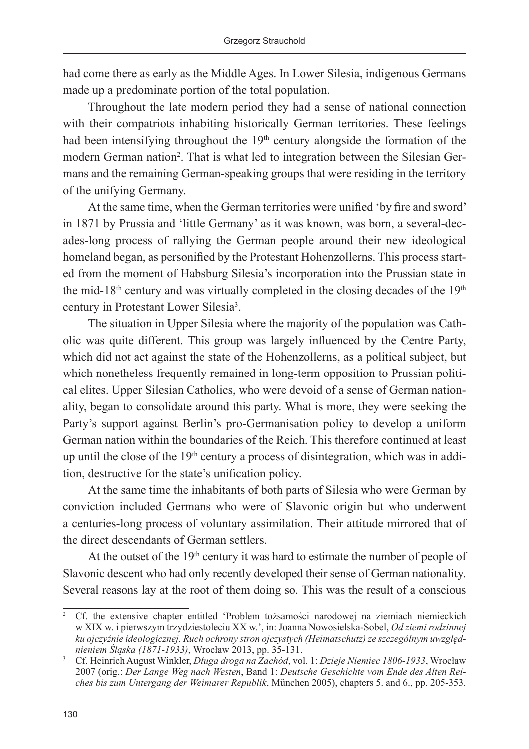had come there as early as the Middle Ages. In Lower Silesia, indigenous Germans made up a predominate portion of the total population.

Throughout the late modern period they had a sense of national connection with their compatriots inhabiting historically German territories. These feelings had been intensifying throughout the 19th century alongside the formation of the modern German nation[2]. That is what led to integration between the Silesian Germans and the remaining German-speaking groups that were residing in the territory of the unifying Germany.

At the same time, when the German territories were unified 'by fire and sword' in 1871 by Prussia and 'little Germany' as it was known, was born, a several-decades-long process of rallying the German people around their new ideological homeland began, as personified by the Protestant Hohenzollerns. This process started from the moment of Habsburg Silesia's incorporation into the Prussian state in the mid-18th century and was virtually completed in the closing decades of the 19th century in Protestant Lower Silesia[3].

The situation in Upper Silesia where the majority of the population was Catholic was quite different. This group was largely influenced by the Centre Party, which did not act against the state of the Hohenzollerns, as a political subject, but which nonetheless frequently remained in long-term opposition to Prussian political elites. Upper Silesian Catholics, who were devoid of a sense of German nationality, began to consolidate around this party. What is more, they were seeking the Party's support against Berlin's pro-Germanisation policy to develop a uniform German nation within the boundaries of the Reich. This therefore continued at least up until the close of the 19th century a process of disintegration, which was in addition, destructive for the state's unification policy.

At the same time the inhabitants of both parts of Silesia who were German by conviction included Germans who were of Slavonic origin but who underwent a centuries-long process of voluntary assimilation. Their attitude mirrored that of the direct descendants of German settlers.

At the outset of the 19th century it was hard to estimate the number of people of Slavonic descent who had only recently developed their sense of German nationality. Several reasons lay at the root of them doing so. This was the result of a conscious

---

[2] Cf. the extensive chapter entitled 'Problem tożsamości narodowej na ziemiach niemieckich w XIX w. i pierwszym trzydziestoleciu XX w.', in: Joanna Nowosielska-Sobel, *Od ziemi rodzinnej ku ojczyźnie ideologicznej. Ruch ochrony stron ojczystych (Heimatschutz) ze szczególnym uwzględnieniem Śląska (1871-1933)*, Wrocław 2013, pp. 35-131.

[3] Cf. Heinrich August Winkler, *Długa droga na Zachód*, vol. 1: *Dzieje Niemiec 1806-1933*, Wrocław 2007 (orig.: *Der Lange Weg nach Westen*, Band 1: *Deutsche Geschichte vom Ende des Alten Reiches bis zum Untergang der Weimarer Republik*, München 2005), chapters 5. and 6., pp. 205-353.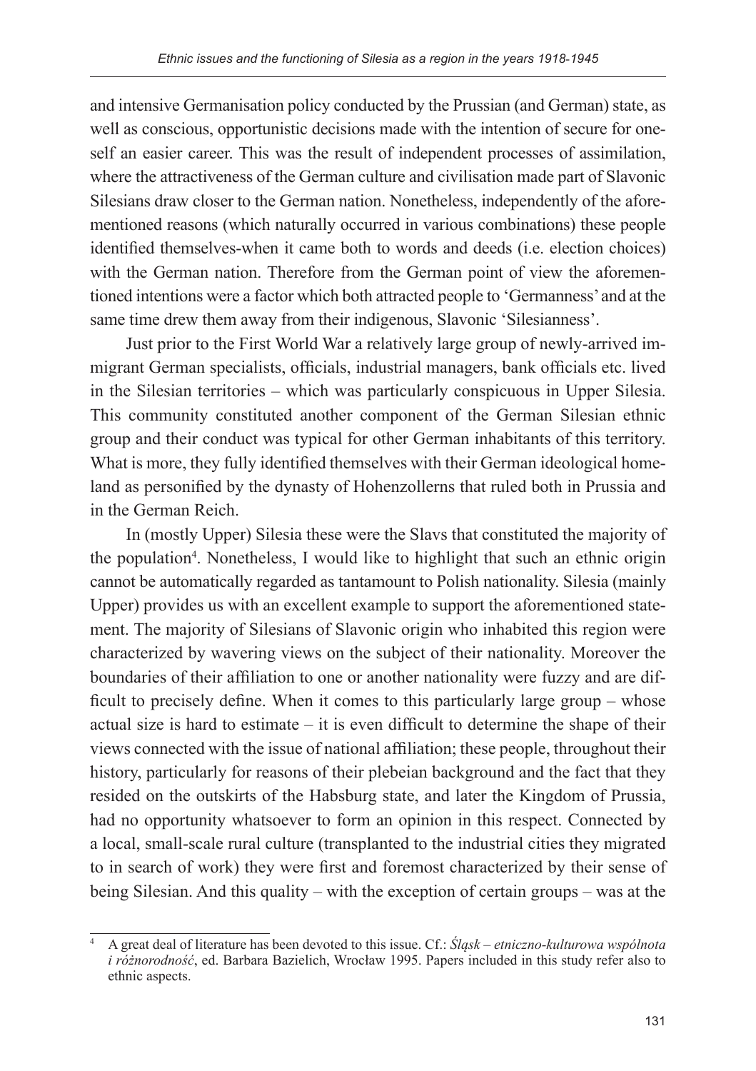and intensive Germanisation policy conducted by the Prussian (and German) state, as well as conscious, opportunistic decisions made with the intention of secure for oneself an easier career. This was the result of independent processes of assimilation, where the attractiveness of the German culture and civilisation made part of Slavonic Silesians draw closer to the German nation. Nonetheless, independently of the aforementioned reasons (which naturally occurred in various combinations) these people identified themselves-when it came both to words and deeds (i.e. election choices) with the German nation. Therefore from the German point of view the aforementioned intentions were a factor which both attracted people to 'Germanness' and at the same time drew them away from their indigenous, Slavonic 'Silesianness'.

Just prior to the First World War a relatively large group of newly-arrived immigrant German specialists, officials, industrial managers, bank officials etc. lived in the Silesian territories – which was particularly conspicuous in Upper Silesia. This community constituted another component of the German Silesian ethnic group and their conduct was typical for other German inhabitants of this territory. What is more, they fully identified themselves with their German ideological homeland as personified by the dynasty of Hohenzollerns that ruled both in Prussia and in the German Reich.

In (mostly Upper) Silesia these were the Slavs that constituted the majority of the population[4]. Nonetheless, I would like to highlight that such an ethnic origin cannot be automatically regarded as tantamount to Polish nationality. Silesia (mainly Upper) provides us with an excellent example to support the aforementioned statement. The majority of Silesians of Slavonic origin who inhabited this region were characterized by wavering views on the subject of their nationality. Moreover the boundaries of their affiliation to one or another nationality were fuzzy and are difficult to precisely define. When it comes to this particularly large group – whose actual size is hard to estimate – it is even difficult to determine the shape of their views connected with the issue of national affiliation; these people, throughout their history, particularly for reasons of their plebeian background and the fact that they resided on the outskirts of the Habsburg state, and later the Kingdom of Prussia, had no opportunity whatsoever to form an opinion in this respect. Connected by a local, small-scale rural culture (transplanted to the industrial cities they migrated to in search of work) they were first and foremost characterized by their sense of being Silesian. And this quality – with the exception of certain groups – was at the

[4] A great deal of literature has been devoted to this issue. Cf.: *Śląsk – etniczno-kulturowa wspólnota i różnorodność*, ed. Barbara Bazielich, Wrocław 1995. Papers included in this study refer also to ethnic aspects.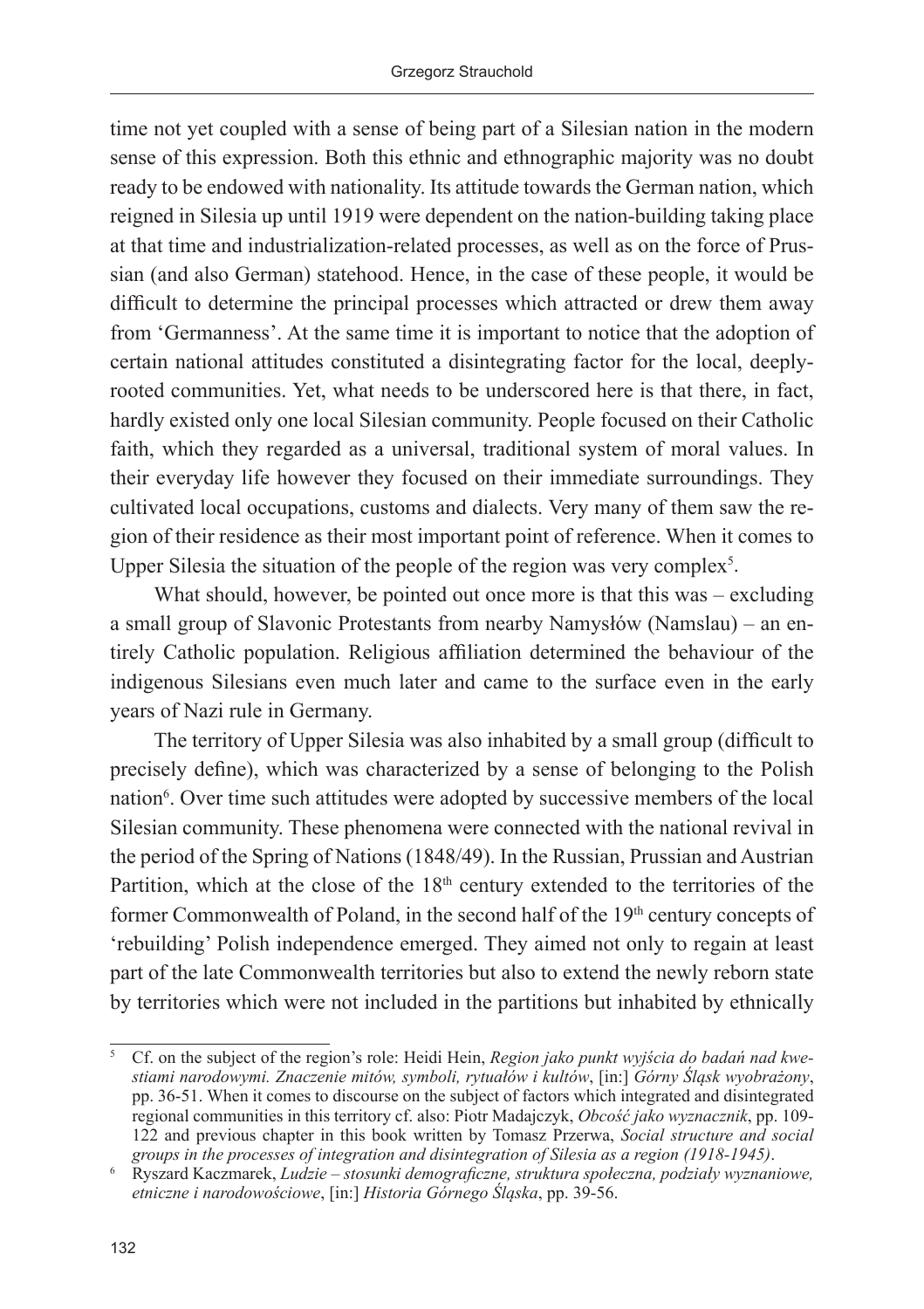time not yet coupled with a sense of being part of a Silesian nation in the modern sense of this expression. Both this ethnic and ethnographic majority was no doubt ready to be endowed with nationality. Its attitude towards the German nation, which reigned in Silesia up until 1919 were dependent on the nation-building taking place at that time and industrialization-related processes, as well as on the force of Prussian (and also German) statehood. Hence, in the case of these people, it would be difficult to determine the principal processes which attracted or drew them away from 'Germanness'. At the same time it is important to notice that the adoption of certain national attitudes constituted a disintegrating factor for the local, deeply-rooted communities. Yet, what needs to be underscored here is that there, in fact, hardly existed only one local Silesian community. People focused on their Catholic faith, which they regarded as a universal, traditional system of moral values. In their everyday life however they focused on their immediate surroundings. They cultivated local occupations, customs and dialects. Very many of them saw the region of their residence as their most important point of reference. When it comes to Upper Silesia the situation of the people of the region was very complex[5].

What should, however, be pointed out once more is that this was – excluding a small group of Slavonic Protestants from nearby Namysłów (Namslau) – an entirely Catholic population. Religious affiliation determined the behaviour of the indigenous Silesians even much later and came to the surface even in the early years of Nazi rule in Germany.

The territory of Upper Silesia was also inhabited by a small group (difficult to precisely define), which was characterized by a sense of belonging to the Polish nation[6]. Over time such attitudes were adopted by successive members of the local Silesian community. These phenomena were connected with the national revival in the period of the Spring of Nations (1848/49). In the Russian, Prussian and Austrian Partition, which at the close of the 18th century extended to the territories of the former Commonwealth of Poland, in the second half of the 19th century concepts of 'rebuilding' Polish independence emerged. They aimed not only to regain at least part of the late Commonwealth territories but also to extend the newly reborn state by territories which were not included in the partitions but inhabited by ethnically

---

[5] Cf. on the subject of the region's role: Heidi Hein, *Region jako punkt wyjścia do badań nad kwestiami narodowymi. Znaczenie mitów, symboli, rytuałów i kultów*, [in:] *Górny Śląsk wyobrażony*, pp. 36-51. When it comes to discourse on the subject of factors which integrated and disintegrated regional communities in this territory cf. also: Piotr Madajczyk, *Obcość jako wyznacznik*, pp. 109-122 and previous chapter in this book written by Tomasz Przerwa, *Social structure and social groups in the processes of integration and disintegration of Silesia as a region (1918-1945)*.

[6] Ryszard Kaczmarek, *Ludzie – stosunki demograficzne, struktura społeczna, podziały wyznaniowe, etniczne i narodowościowe*, [in:] *Historia Górnego Śląska*, pp. 39-56.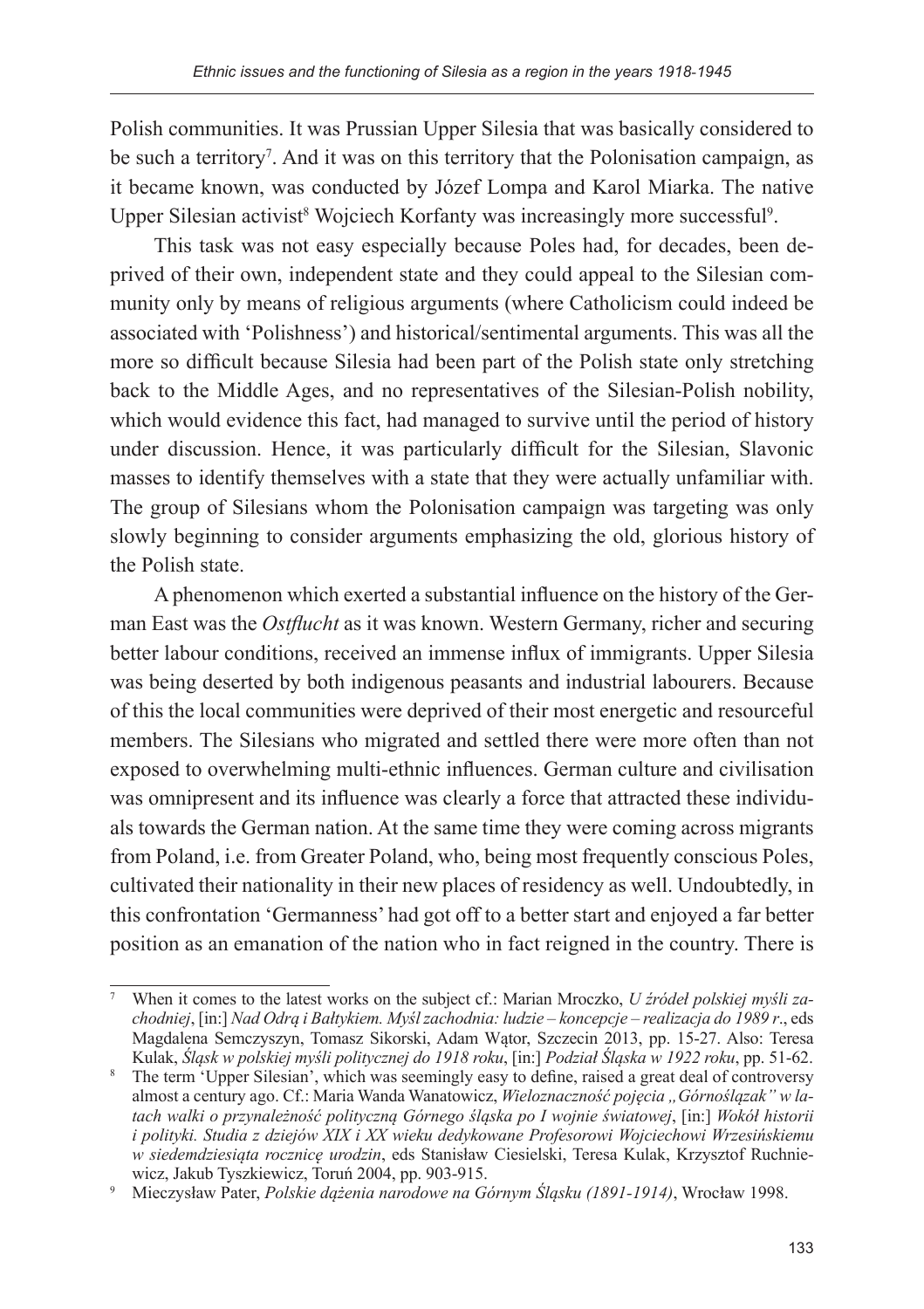Polish communities. It was Prussian Upper Silesia that was basically considered to be such a territory[7]. And it was on this territory that the Polonisation campaign, as it became known, was conducted by Józef Lompa and Karol Miarka. The native Upper Silesian activist[8] Wojciech Korfanty was increasingly more successful[9].

This task was not easy especially because Poles had, for decades, been deprived of their own, independent state and they could appeal to the Silesian community only by means of religious arguments (where Catholicism could indeed be associated with 'Polishness') and historical/sentimental arguments. This was all the more so difficult because Silesia had been part of the Polish state only stretching back to the Middle Ages, and no representatives of the Silesian-Polish nobility, which would evidence this fact, had managed to survive until the period of history under discussion. Hence, it was particularly difficult for the Silesian, Slavonic masses to identify themselves with a state that they were actually unfamiliar with. The group of Silesians whom the Polonisation campaign was targeting was only slowly beginning to consider arguments emphasizing the old, glorious history of the Polish state.

A phenomenon which exerted a substantial influence on the history of the German East was the *Ostflucht* as it was known. Western Germany, richer and securing better labour conditions, received an immense influx of immigrants. Upper Silesia was being deserted by both indigenous peasants and industrial labourers. Because of this the local communities were deprived of their most energetic and resourceful members. The Silesians who migrated and settled there were more often than not exposed to overwhelming multi-ethnic influences. German culture and civilisation was omnipresent and its influence was clearly a force that attracted these individuals towards the German nation. At the same time they were coming across migrants from Poland, i.e. from Greater Poland, who, being most frequently conscious Poles, cultivated their nationality in their new places of residency as well. Undoubtedly, in this confrontation 'Germanness' had got off to a better start and enjoyed a far better position as an emanation of the nation who in fact reigned in the country. There is

---

[7] When it comes to the latest works on the subject cf.: Marian Mroczko, *U źródeł polskiej myśli zachodniej*, [in:] *Nad Odrą i Bałtykiem. Myśl zachodnia: ludzie – koncepcje – realizacja do 1989 r*., eds Magdalena Semczyszyn, Tomasz Sikorski, Adam Wątor, Szczecin 2013, pp. 15-27. Also: Teresa Kulak, *Śląsk w polskiej myśli politycznej do 1918 roku*, [in:] *Podział Śląska w 1922 roku*, pp. 51-62.

[8] The term 'Upper Silesian', which was seemingly easy to define, raised a great deal of controversy almost a century ago. Cf.: Maria Wanda Wanatowicz, *Wieloznaczność pojęcia „Górnoślązak" w latach walki o przynależność polityczną Górnego śląska po I wojnie światowej*, [in:] *Wokół historii i polityki. Studia z dziejów XIX i XX wieku dedykowane Profesorowi Wojciechowi Wrzesińskiemu w siedemdziesiątą rocznicę urodzin*, eds Stanisław Ciesielski, Teresa Kulak, Krzysztof Ruchniewicz, Jakub Tyszkiewicz, Toruń 2004, pp. 903-915.

[9] Mieczysław Pater, *Polskie dążenia narodowe na Górnym Śląsku (1891-1914)*, Wrocław 1998.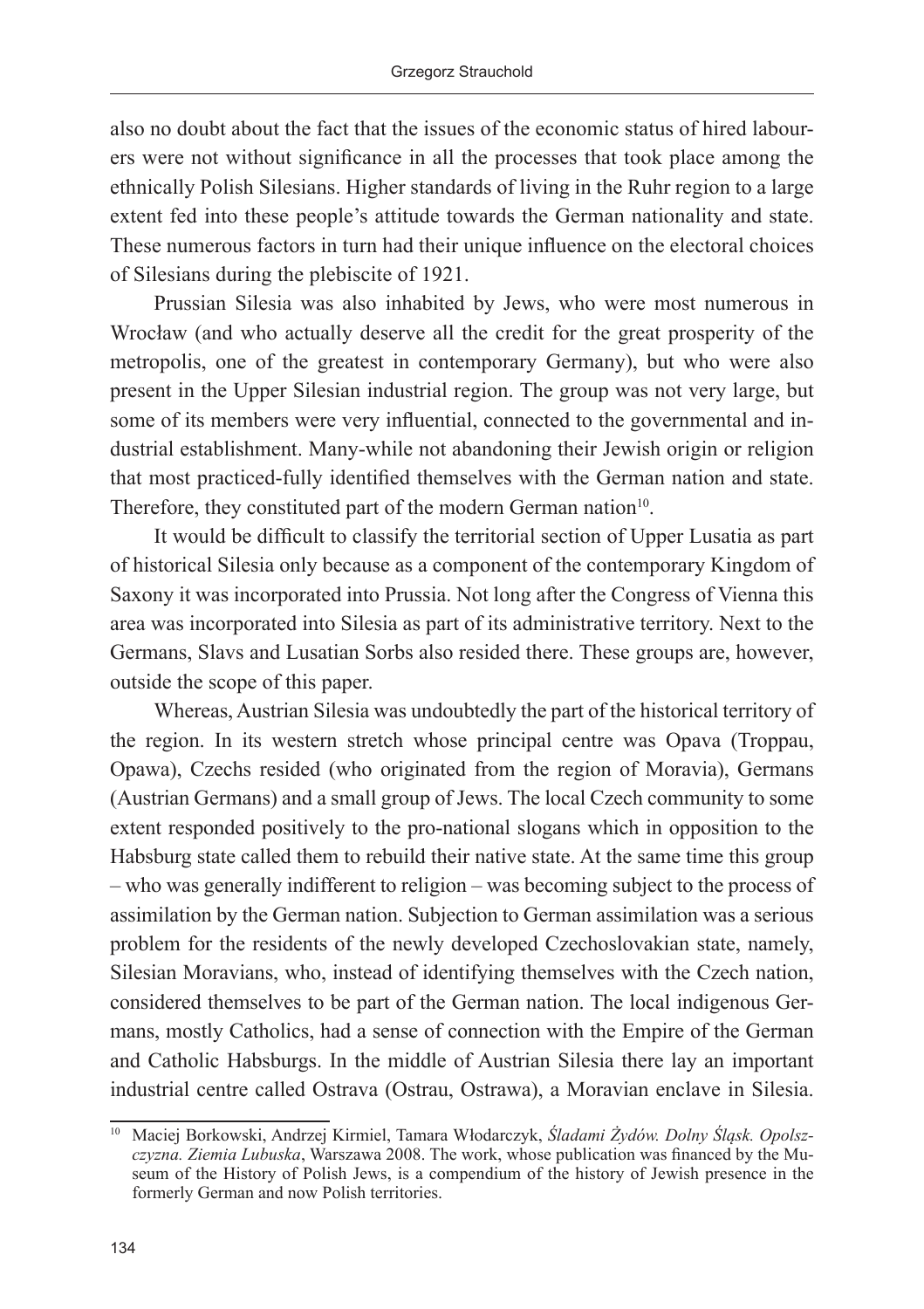also no doubt about the fact that the issues of the economic status of hired labourers were not without significance in all the processes that took place among the ethnically Polish Silesians. Higher standards of living in the Ruhr region to a large extent fed into these people's attitude towards the German nationality and state. These numerous factors in turn had their unique influence on the electoral choices of Silesians during the plebiscite of 1921.

Prussian Silesia was also inhabited by Jews, who were most numerous in Wrocław (and who actually deserve all the credit for the great prosperity of the metropolis, one of the greatest in contemporary Germany), but who were also present in the Upper Silesian industrial region. The group was not very large, but some of its members were very influential, connected to the governmental and industrial establishment. Many-while not abandoning their Jewish origin or religion that most practiced-fully identified themselves with the German nation and state. Therefore, they constituted part of the modern German nation[10].

It would be difficult to classify the territorial section of Upper Lusatia as part of historical Silesia only because as a component of the contemporary Kingdom of Saxony it was incorporated into Prussia. Not long after the Congress of Vienna this area was incorporated into Silesia as part of its administrative territory. Next to the Germans, Slavs and Lusatian Sorbs also resided there. These groups are, however, outside the scope of this paper.

Whereas, Austrian Silesia was undoubtedly the part of the historical territory of the region. In its western stretch whose principal centre was Opava (Troppau, Opawa), Czechs resided (who originated from the region of Moravia), Germans (Austrian Germans) and a small group of Jews. The local Czech community to some extent responded positively to the pro-national slogans which in opposition to the Habsburg state called them to rebuild their native state. At the same time this group – who was generally indifferent to religion – was becoming subject to the process of assimilation by the German nation. Subjection to German assimilation was a serious problem for the residents of the newly developed Czechoslovakian state, namely, Silesian Moravians, who, instead of identifying themselves with the Czech nation, considered themselves to be part of the German nation. The local indigenous Germans, mostly Catholics, had a sense of connection with the Empire of the German and Catholic Habsburgs. In the middle of Austrian Silesia there lay an important industrial centre called Ostrava (Ostrau, Ostrawa), a Moravian enclave in Silesia.

[10] Maciej Borkowski, Andrzej Kirmiel, Tamara Włodarczyk, *Śladami Żydów. Dolny Śląsk. Opolszczyzna. Ziemia Lubuska*, Warszawa 2008. The work, whose publication was financed by the Museum of the History of Polish Jews, is a compendium of the history of Jewish presence in the formerly German and now Polish territories.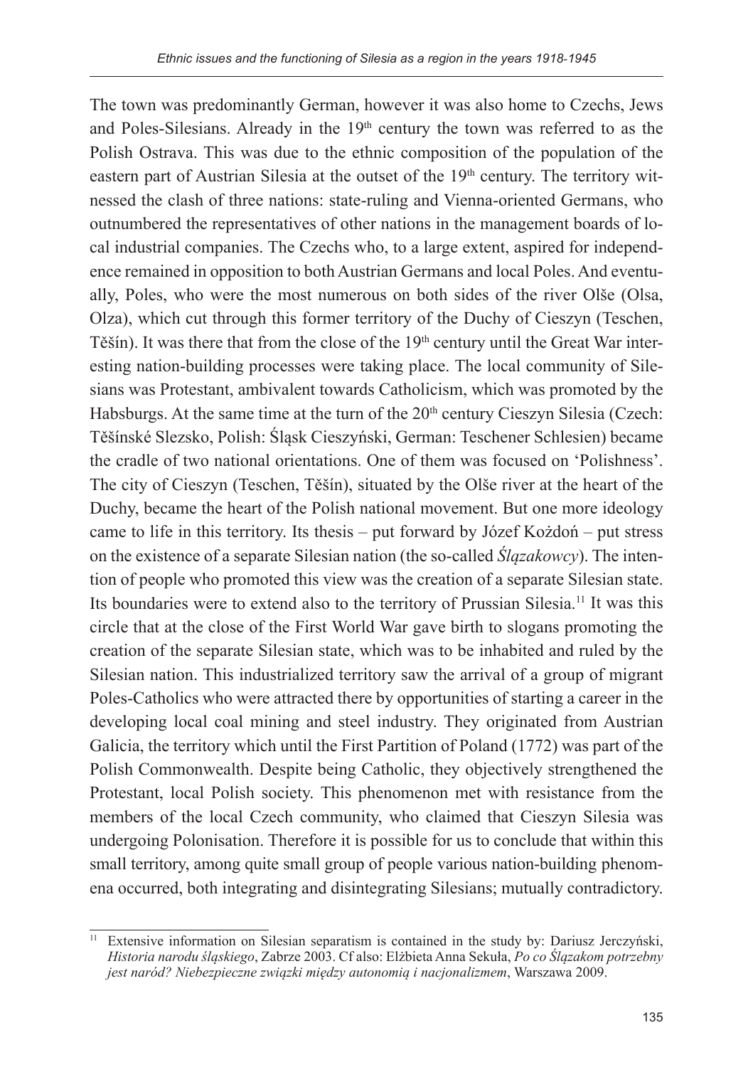The town was predominantly German, however it was also home to Czechs, Jews and Poles-Silesians. Already in the 19th century the town was referred to as the Polish Ostrava. This was due to the ethnic composition of the population of the eastern part of Austrian Silesia at the outset of the 19th century. The territory witnessed the clash of three nations: state-ruling and Vienna-oriented Germans, who outnumbered the representatives of other nations in the management boards of local industrial companies. The Czechs who, to a large extent, aspired for independence remained in opposition to both Austrian Germans and local Poles. And eventually, Poles, who were the most numerous on both sides of the river Olše (Olsa, Olza), which cut through this former territory of the Duchy of Cieszyn (Teschen, Těšín). It was there that from the close of the 19th century until the Great War interesting nation-building processes were taking place. The local community of Silesians was Protestant, ambivalent towards Catholicism, which was promoted by the Habsburgs. At the same time at the turn of the 20th century Cieszyn Silesia (Czech: Těšínské Slezsko, Polish: Śląsk Cieszyński, German: Teschener Schlesien) became the cradle of two national orientations. One of them was focused on 'Polishness'. The city of Cieszyn (Teschen, Těšín), situated by the Olše river at the heart of the Duchy, became the heart of the Polish national movement. But one more ideology came to life in this territory. Its thesis – put forward by Józef Kożdoń – put stress on the existence of a separate Silesian nation (the so-called *Ślązakowcy*). The intention of people who promoted this view was the creation of a separate Silesian state. Its boundaries were to extend also to the territory of Prussian Silesia.[11] It was this circle that at the close of the First World War gave birth to slogans promoting the creation of the separate Silesian state, which was to be inhabited and ruled by the Silesian nation. This industrialized territory saw the arrival of a group of migrant Poles-Catholics who were attracted there by opportunities of starting a career in the developing local coal mining and steel industry. They originated from Austrian Galicia, the territory which until the First Partition of Poland (1772) was part of the Polish Commonwealth. Despite being Catholic, they objectively strengthened the Protestant, local Polish society. This phenomenon met with resistance from the members of the local Czech community, who claimed that Cieszyn Silesia was undergoing Polonisation. Therefore it is possible for us to conclude that within this small territory, among quite small group of people various nation-building phenomena occurred, both integrating and disintegrating Silesians; mutually contradictory.

[11] Extensive information on Silesian separatism is contained in the study by: Dariusz Jerczyński, *Historia narodu śląskiego*, Zabrze 2003. Cf also: Elżbieta Anna Sekuła, *Po co Ślązakom potrzebny jest naród? Niebezpieczne związki między autonomią i nacjonalizmem*, Warszawa 2009.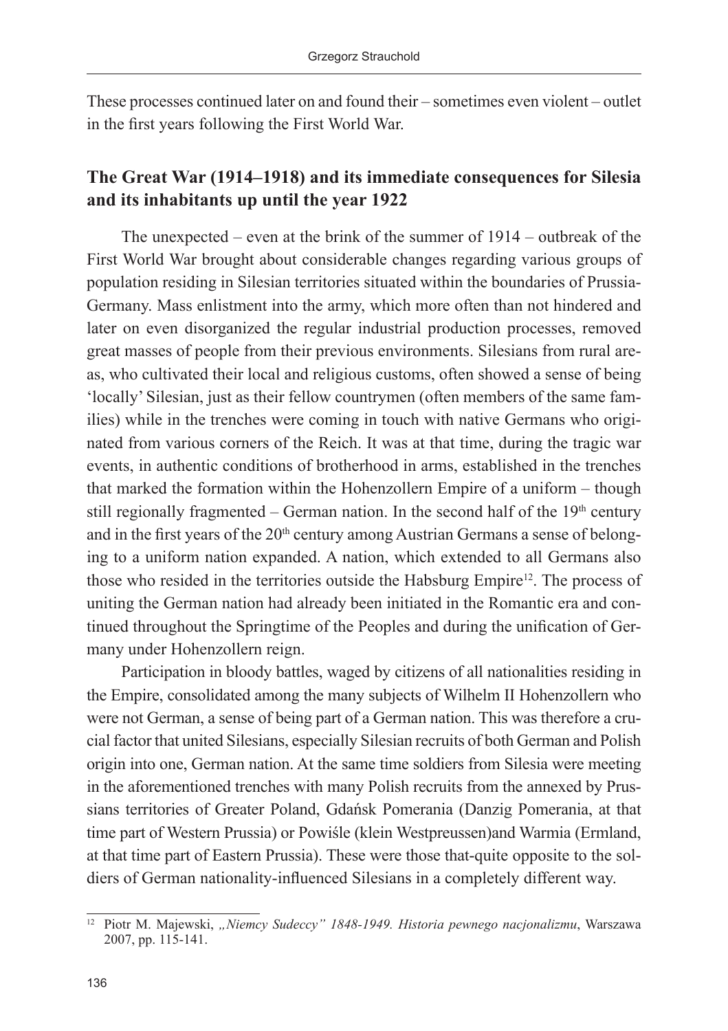These processes continued later on and found their – sometimes even violent – outlet in the first years following the First World War.

## The Great War (1914–1918) and its immediate consequences for Silesia and its inhabitants up until the year 1922

The unexpected – even at the brink of the summer of 1914 – outbreak of the First World War brought about considerable changes regarding various groups of population residing in Silesian territories situated within the boundaries of Prussia-Germany. Mass enlistment into the army, which more often than not hindered and later on even disorganized the regular industrial production processes, removed great masses of people from their previous environments. Silesians from rural areas, who cultivated their local and religious customs, often showed a sense of being 'locally' Silesian, just as their fellow countrymen (often members of the same families) while in the trenches were coming in touch with native Germans who originated from various corners of the Reich. It was at that time, during the tragic war events, in authentic conditions of brotherhood in arms, established in the trenches that marked the formation within the Hohenzollern Empire of a uniform – though still regionally fragmented – German nation. In the second half of the 19th century and in the first years of the 20th century among Austrian Germans a sense of belonging to a uniform nation expanded. A nation, which extended to all Germans also those who resided in the territories outside the Habsburg Empire[12]. The process of uniting the German nation had already been initiated in the Romantic era and continued throughout the Springtime of the Peoples and during the unification of Germany under Hohenzollern reign.

Participation in bloody battles, waged by citizens of all nationalities residing in the Empire, consolidated among the many subjects of Wilhelm II Hohenzollern who were not German, a sense of being part of a German nation. This was therefore a crucial factor that united Silesians, especially Silesian recruits of both German and Polish origin into one, German nation. At the same time soldiers from Silesia were meeting in the aforementioned trenches with many Polish recruits from the annexed by Prussians territories of Greater Poland, Gdańsk Pomerania (Danzig Pomerania, at that time part of Western Prussia) or Powiśle (klein Westpreussen)and Warmia (Ermland, at that time part of Eastern Prussia). These were those that-quite opposite to the soldiers of German nationality-influenced Silesians in a completely different way.

---

[12] Piotr M. Majewski, *„Niemcy Sudeccy" 1848-1949. Historia pewnego nacjonalizmu*, Warszawa 2007, pp. 115-141.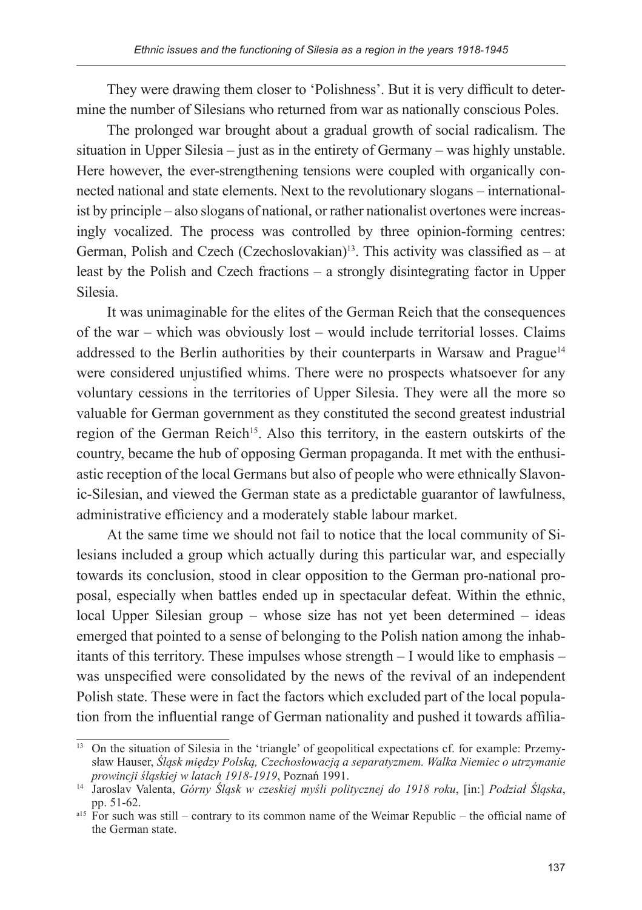They were drawing them closer to 'Polishness'. But it is very difficult to determine the number of Silesians who returned from war as nationally conscious Poles.

The prolonged war brought about a gradual growth of social radicalism. The situation in Upper Silesia – just as in the entirety of Germany – was highly unstable. Here however, the ever-strengthening tensions were coupled with organically connected national and state elements. Next to the revolutionary slogans – internationalist by principle – also slogans of national, or rather nationalist overtones were increasingly vocalized. The process was controlled by three opinion-forming centres: German, Polish and Czech (Czechoslovakian)[13]. This activity was classified as – at least by the Polish and Czech fractions – a strongly disintegrating factor in Upper Silesia.

It was unimaginable for the elites of the German Reich that the consequences of the war – which was obviously lost – would include territorial losses. Claims addressed to the Berlin authorities by their counterparts in Warsaw and Prague[14] were considered unjustified whims. There were no prospects whatsoever for any voluntary cessions in the territories of Upper Silesia. They were all the more so valuable for German government as they constituted the second greatest industrial region of the German Reich[15]. Also this territory, in the eastern outskirts of the country, became the hub of opposing German propaganda. It met with the enthusiastic reception of the local Germans but also of people who were ethnically Slavonic-Silesian, and viewed the German state as a predictable guarantor of lawfulness, administrative efficiency and a moderately stable labour market.

At the same time we should not fail to notice that the local community of Silesians included a group which actually during this particular war, and especially towards its conclusion, stood in clear opposition to the German pro-national proposal, especially when battles ended up in spectacular defeat. Within the ethnic, local Upper Silesian group – whose size has not yet been determined – ideas emerged that pointed to a sense of belonging to the Polish nation among the inhabitants of this territory. These impulses whose strength – I would like to emphasis – was unspecified were consolidated by the news of the revival of an independent Polish state. These were in fact the factors which excluded part of the local population from the influential range of German nationality and pushed it towards affilia-

---

[13] On the situation of Silesia in the 'triangle' of geopolitical expectations cf. for example: Przemysław Hauser, *Śląsk między Polską, Czechosłowacją a separatyzmem. Walka Niemiec o utrzymanie prowincji śląskiej w latach 1918-1919*, Poznań 1991.

[14] Jaroslav Valenta, *Górny Śląsk w czeskiej myśli politycznej do 1918 roku*, [in:] *Podział Śląska*, pp. 51-62.

[a15] For such was still – contrary to its common name of the Weimar Republic – the official name of the German state.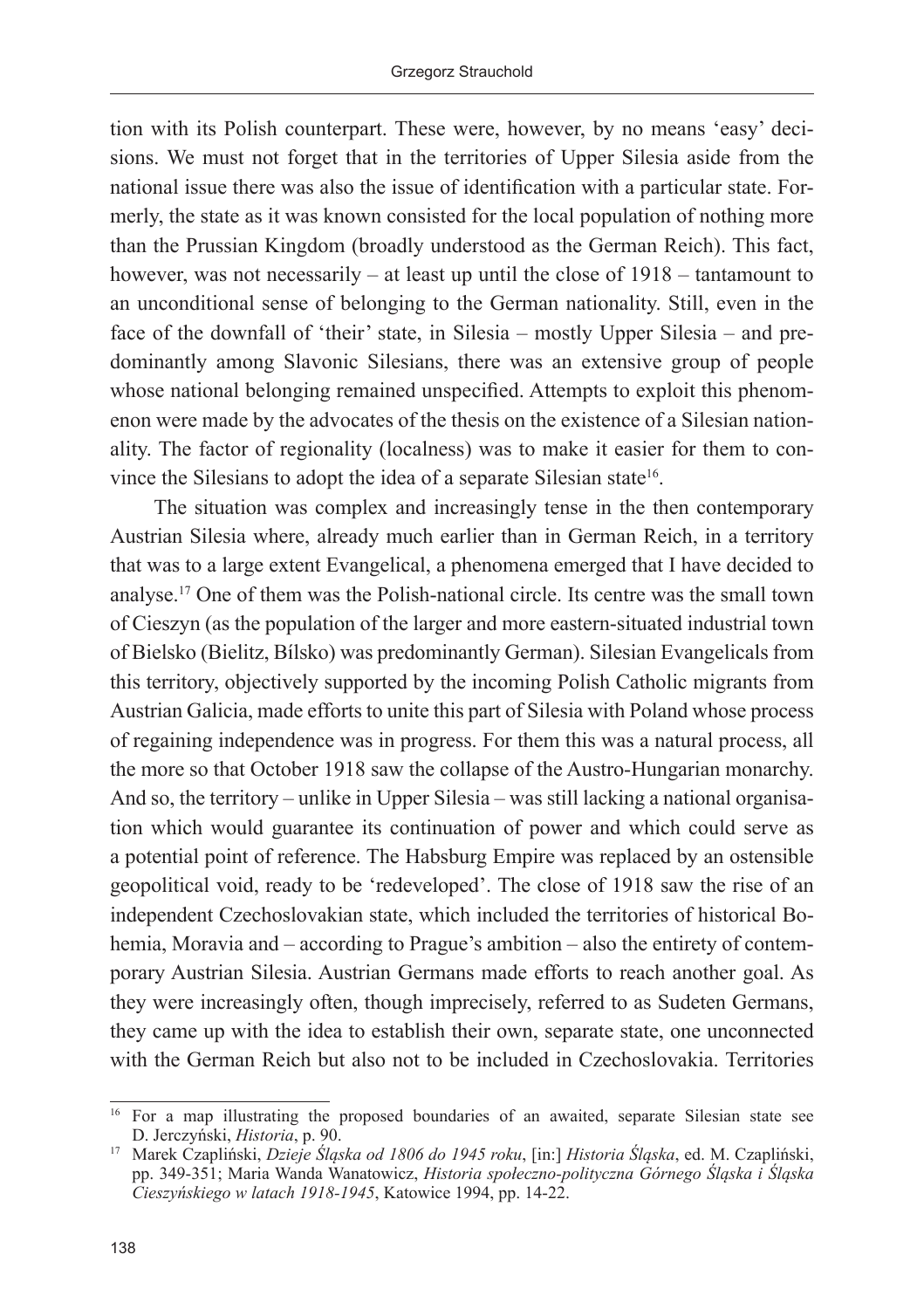tion with its Polish counterpart. These were, however, by no means 'easy' decisions. We must not forget that in the territories of Upper Silesia aside from the national issue there was also the issue of identification with a particular state. Formerly, the state as it was known consisted for the local population of nothing more than the Prussian Kingdom (broadly understood as the German Reich). This fact, however, was not necessarily – at least up until the close of 1918 – tantamount to an unconditional sense of belonging to the German nationality. Still, even in the face of the downfall of 'their' state, in Silesia – mostly Upper Silesia – and predominantly among Slavonic Silesians, there was an extensive group of people whose national belonging remained unspecified. Attempts to exploit this phenomenon were made by the advocates of the thesis on the existence of a Silesian nationality. The factor of regionality (localness) was to make it easier for them to convince the Silesians to adopt the idea of a separate Silesian state[16].

The situation was complex and increasingly tense in the then contemporary Austrian Silesia where, already much earlier than in German Reich, in a territory that was to a large extent Evangelical, a phenomena emerged that I have decided to analyse.[17] One of them was the Polish-national circle. Its centre was the small town of Cieszyn (as the population of the larger and more eastern-situated industrial town of Bielsko (Bielitz, Bílsko) was predominantly German). Silesian Evangelicals from this territory, objectively supported by the incoming Polish Catholic migrants from Austrian Galicia, made efforts to unite this part of Silesia with Poland whose process of regaining independence was in progress. For them this was a natural process, all the more so that October 1918 saw the collapse of the Austro-Hungarian monarchy. And so, the territory – unlike in Upper Silesia – was still lacking a national organisation which would guarantee its continuation of power and which could serve as a potential point of reference. The Habsburg Empire was replaced by an ostensible geopolitical void, ready to be 'redeveloped'. The close of 1918 saw the rise of an independent Czechoslovakian state, which included the territories of historical Bohemia, Moravia and – according to Prague's ambition – also the entirety of contemporary Austrian Silesia. Austrian Germans made efforts to reach another goal. As they were increasingly often, though imprecisely, referred to as Sudeten Germans, they came up with the idea to establish their own, separate state, one unconnected with the German Reich but also not to be included in Czechoslovakia. Territories

---

[16] For a map illustrating the proposed boundaries of an awaited, separate Silesian state see D. Jerczyński, *Historia*, p. 90.

[17] Marek Czapliński, *Dzieje Śląska od 1806 do 1945 roku*, [in:] *Historia Śląska*, ed. M. Czapliński, pp. 349-351; Maria Wanda Wanatowicz, *Historia społeczno-polityczna Górnego Śląska i Śląska Cieszyńskiego w latach 1918-1945*, Katowice 1994, pp. 14-22.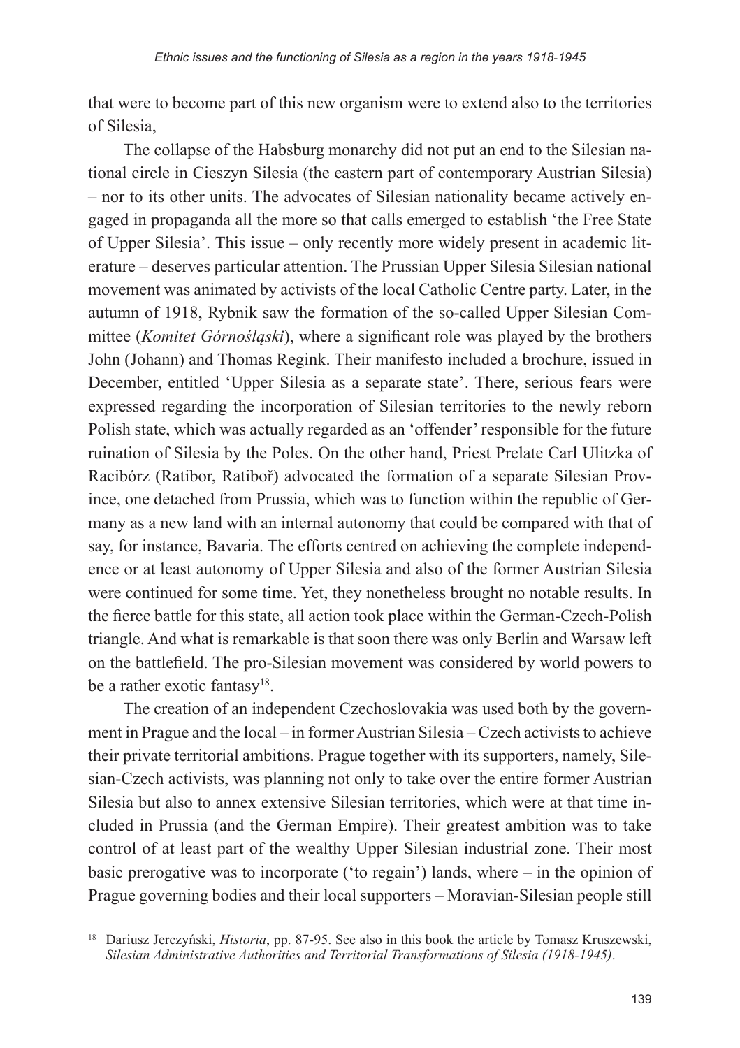that were to become part of this new organism were to extend also to the territories of Silesia,

The collapse of the Habsburg monarchy did not put an end to the Silesian national circle in Cieszyn Silesia (the eastern part of contemporary Austrian Silesia) – nor to its other units. The advocates of Silesian nationality became actively engaged in propaganda all the more so that calls emerged to establish 'the Free State of Upper Silesia'. This issue – only recently more widely present in academic literature – deserves particular attention. The Prussian Upper Silesia Silesian national movement was animated by activists of the local Catholic Centre party. Later, in the autumn of 1918, Rybnik saw the formation of the so-called Upper Silesian Committee (*Komitet Górnośląski*), where a significant role was played by the brothers John (Johann) and Thomas Regink. Their manifesto included a brochure, issued in December, entitled 'Upper Silesia as a separate state'. There, serious fears were expressed regarding the incorporation of Silesian territories to the newly reborn Polish state, which was actually regarded as an 'offender' responsible for the future ruination of Silesia by the Poles. On the other hand, Priest Prelate Carl Ulitzka of Racibórz (Ratibor, Ratiboř) advocated the formation of a separate Silesian Province, one detached from Prussia, which was to function within the republic of Germany as a new land with an internal autonomy that could be compared with that of say, for instance, Bavaria. The efforts centred on achieving the complete independence or at least autonomy of Upper Silesia and also of the former Austrian Silesia were continued for some time. Yet, they nonetheless brought no notable results. In the fierce battle for this state, all action took place within the German-Czech-Polish triangle. And what is remarkable is that soon there was only Berlin and Warsaw left on the battlefield. The pro-Silesian movement was considered by world powers to be a rather exotic fantasy[18].

The creation of an independent Czechoslovakia was used both by the government in Prague and the local – in former Austrian Silesia – Czech activists to achieve their private territorial ambitions. Prague together with its supporters, namely, Silesian-Czech activists, was planning not only to take over the entire former Austrian Silesia but also to annex extensive Silesian territories, which were at that time included in Prussia (and the German Empire). Their greatest ambition was to take control of at least part of the wealthy Upper Silesian industrial zone. Their most basic prerogative was to incorporate ('to regain') lands, where – in the opinion of Prague governing bodies and their local supporters – Moravian-Silesian people still

---

[18] Dariusz Jerczyński, *Historia*, pp. 87-95. See also in this book the article by Tomasz Kruszewski, *Silesian Administrative Authorities and Territorial Transformations of Silesia (1918-1945)*.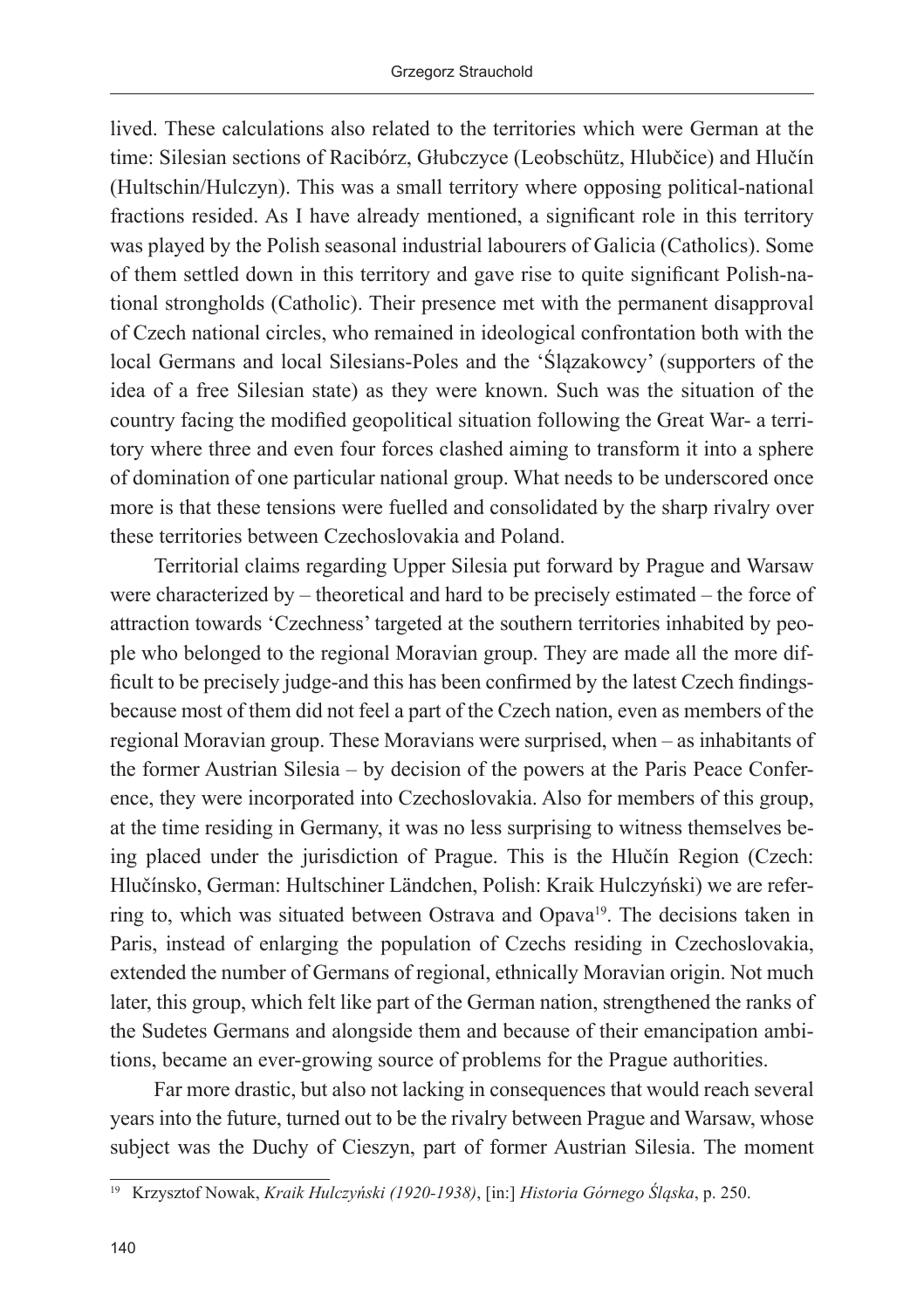lived. These calculations also related to the territories which were German at the time: Silesian sections of Racibórz, Głubczyce (Leobschütz, Hlubčice) and Hlučín (Hultschin/Hulczyn). This was a small territory where opposing political-national fractions resided. As I have already mentioned, a significant role in this territory was played by the Polish seasonal industrial labourers of Galicia (Catholics). Some of them settled down in this territory and gave rise to quite significant Polish-national strongholds (Catholic). Their presence met with the permanent disapproval of Czech national circles, who remained in ideological confrontation both with the local Germans and local Silesians-Poles and the 'Ślązakowcy' (supporters of the idea of a free Silesian state) as they were known. Such was the situation of the country facing the modified geopolitical situation following the Great War- a territory where three and even four forces clashed aiming to transform it into a sphere of domination of one particular national group. What needs to be underscored once more is that these tensions were fuelled and consolidated by the sharp rivalry over these territories between Czechoslovakia and Poland.

Territorial claims regarding Upper Silesia put forward by Prague and Warsaw were characterized by – theoretical and hard to be precisely estimated – the force of attraction towards 'Czechness' targeted at the southern territories inhabited by people who belonged to the regional Moravian group. They are made all the more difficult to be precisely judge-and this has been confirmed by the latest Czech findings-because most of them did not feel a part of the Czech nation, even as members of the regional Moravian group. These Moravians were surprised, when – as inhabitants of the former Austrian Silesia – by decision of the powers at the Paris Peace Conference, they were incorporated into Czechoslovakia. Also for members of this group, at the time residing in Germany, it was no less surprising to witness themselves being placed under the jurisdiction of Prague. This is the Hlučín Region (Czech: Hlučínsko, German: Hultschiner Ländchen, Polish: Kraik Hulczyński) we are referring to, which was situated between Ostrava and Opava[19]. The decisions taken in Paris, instead of enlarging the population of Czechs residing in Czechoslovakia, extended the number of Germans of regional, ethnically Moravian origin. Not much later, this group, which felt like part of the German nation, strengthened the ranks of the Sudetes Germans and alongside them and because of their emancipation ambitions, became an ever-growing source of problems for the Prague authorities.

Far more drastic, but also not lacking in consequences that would reach several years into the future, turned out to be the rivalry between Prague and Warsaw, whose subject was the Duchy of Cieszyn, part of former Austrian Silesia. The moment

[19] Krzysztof Nowak, *Kraik Hulczyński (1920-1938)*, [in:] *Historia Górnego Śląska*, p. 250.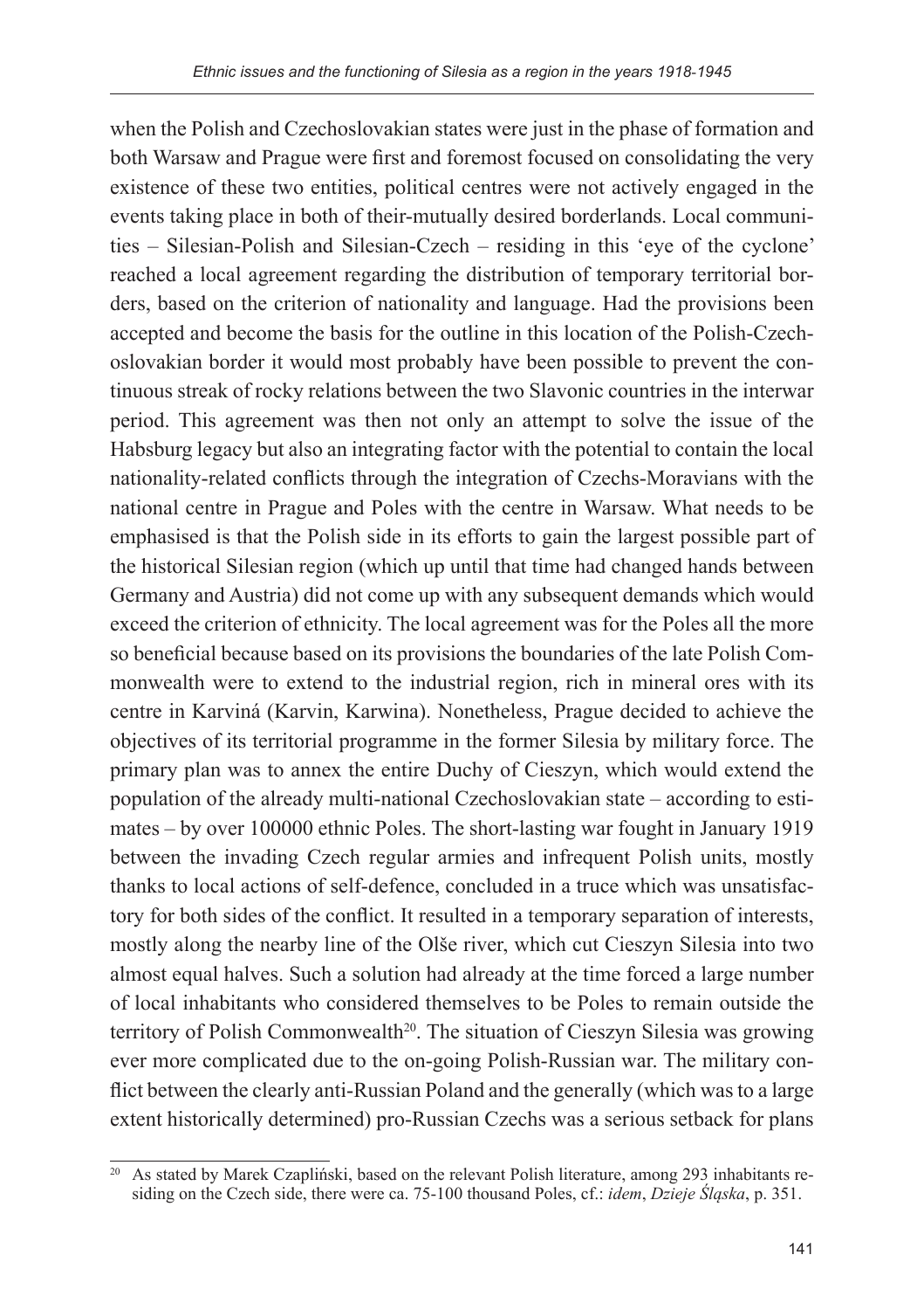when the Polish and Czechoslovakian states were just in the phase of formation and both Warsaw and Prague were first and foremost focused on consolidating the very existence of these two entities, political centres were not actively engaged in the events taking place in both of their-mutually desired borderlands. Local communities – Silesian-Polish and Silesian-Czech – residing in this 'eye of the cyclone' reached a local agreement regarding the distribution of temporary territorial borders, based on the criterion of nationality and language. Had the provisions been accepted and become the basis for the outline in this location of the Polish-Czechoslovakian border it would most probably have been possible to prevent the continuous streak of rocky relations between the two Slavonic countries in the interwar period. This agreement was then not only an attempt to solve the issue of the Habsburg legacy but also an integrating factor with the potential to contain the local nationality-related conflicts through the integration of Czechs-Moravians with the national centre in Prague and Poles with the centre in Warsaw. What needs to be emphasised is that the Polish side in its efforts to gain the largest possible part of the historical Silesian region (which up until that time had changed hands between Germany and Austria) did not come up with any subsequent demands which would exceed the criterion of ethnicity. The local agreement was for the Poles all the more so beneficial because based on its provisions the boundaries of the late Polish Commonwealth were to extend to the industrial region, rich in mineral ores with its centre in Karviná (Karvin, Karwina). Nonetheless, Prague decided to achieve the objectives of its territorial programme in the former Silesia by military force. The primary plan was to annex the entire Duchy of Cieszyn, which would extend the population of the already multi-national Czechoslovakian state – according to estimates – by over 100000 ethnic Poles. The short-lasting war fought in January 1919 between the invading Czech regular armies and infrequent Polish units, mostly thanks to local actions of self-defence, concluded in a truce which was unsatisfactory for both sides of the conflict. It resulted in a temporary separation of interests, mostly along the nearby line of the Olše river, which cut Cieszyn Silesia into two almost equal halves. Such a solution had already at the time forced a large number of local inhabitants who considered themselves to be Poles to remain outside the territory of Polish Commonwealth[20]. The situation of Cieszyn Silesia was growing ever more complicated due to the on-going Polish-Russian war. The military conflict between the clearly anti-Russian Poland and the generally (which was to a large extent historically determined) pro-Russian Czechs was a serious setback for plans

---

[20] As stated by Marek Czapliński, based on the relevant Polish literature, among 293 inhabitants residing on the Czech side, there were ca. 75-100 thousand Poles, cf.: *idem*, *Dzieje Śląska*, p. 351.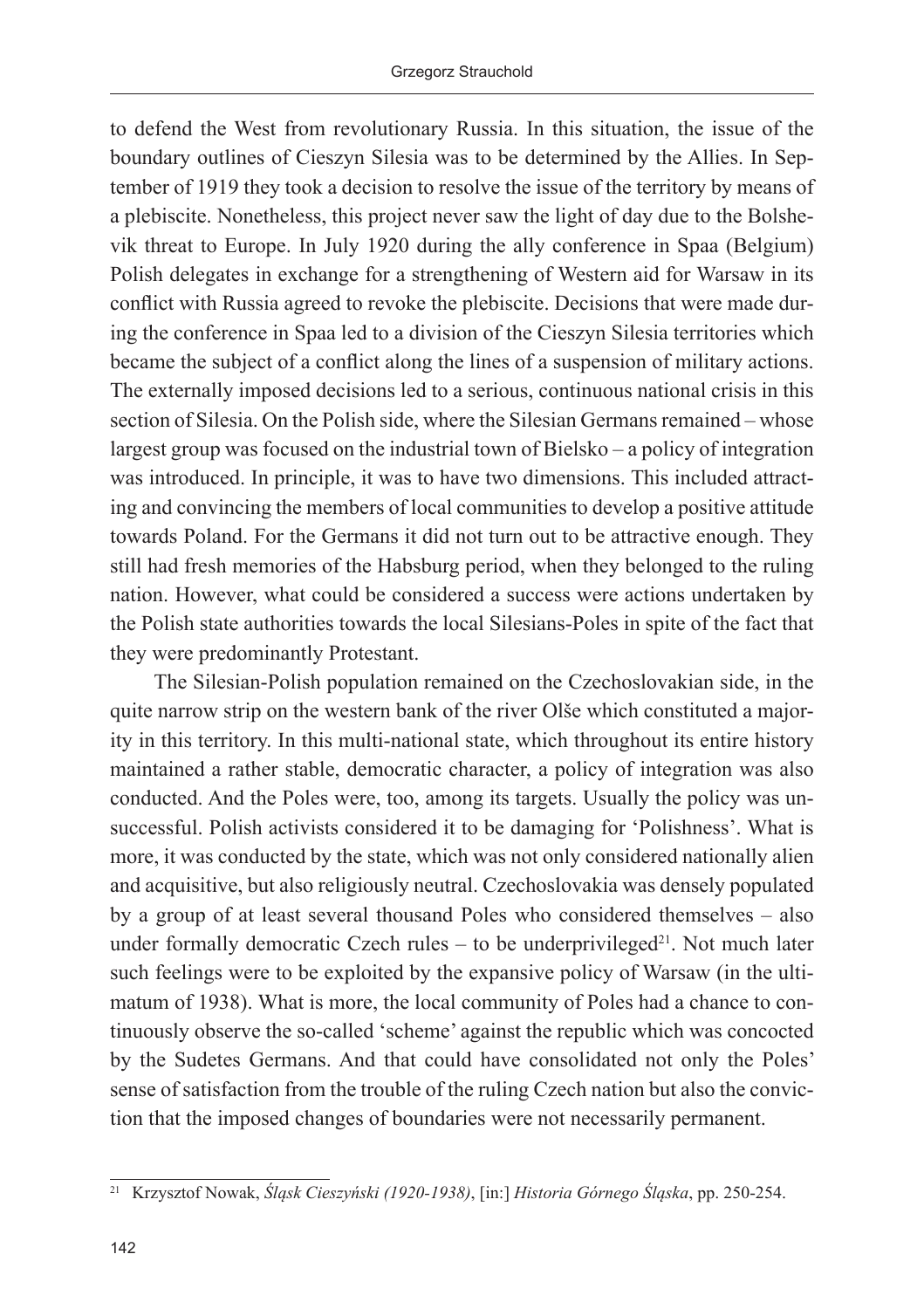to defend the West from revolutionary Russia. In this situation, the issue of the boundary outlines of Cieszyn Silesia was to be determined by the Allies. In September of 1919 they took a decision to resolve the issue of the territory by means of a plebiscite. Nonetheless, this project never saw the light of day due to the Bolshevik threat to Europe. In July 1920 during the ally conference in Spaa (Belgium) Polish delegates in exchange for a strengthening of Western aid for Warsaw in its conflict with Russia agreed to revoke the plebiscite. Decisions that were made during the conference in Spaa led to a division of the Cieszyn Silesia territories which became the subject of a conflict along the lines of a suspension of military actions. The externally imposed decisions led to a serious, continuous national crisis in this section of Silesia. On the Polish side, where the Silesian Germans remained – whose largest group was focused on the industrial town of Bielsko – a policy of integration was introduced. In principle, it was to have two dimensions. This included attracting and convincing the members of local communities to develop a positive attitude towards Poland. For the Germans it did not turn out to be attractive enough. They still had fresh memories of the Habsburg period, when they belonged to the ruling nation. However, what could be considered a success were actions undertaken by the Polish state authorities towards the local Silesians-Poles in spite of the fact that they were predominantly Protestant.

The Silesian-Polish population remained on the Czechoslovakian side, in the quite narrow strip on the western bank of the river Olše which constituted a majority in this territory. In this multi-national state, which throughout its entire history maintained a rather stable, democratic character, a policy of integration was also conducted. And the Poles were, too, among its targets. Usually the policy was unsuccessful. Polish activists considered it to be damaging for 'Polishness'. What is more, it was conducted by the state, which was not only considered nationally alien and acquisitive, but also religiously neutral. Czechoslovakia was densely populated by a group of at least several thousand Poles who considered themselves – also under formally democratic Czech rules – to be underprivileged[21]. Not much later such feelings were to be exploited by the expansive policy of Warsaw (in the ultimatum of 1938). What is more, the local community of Poles had a chance to continuously observe the so-called 'scheme' against the republic which was concocted by the Sudetes Germans. And that could have consolidated not only the Poles' sense of satisfaction from the trouble of the ruling Czech nation but also the conviction that the imposed changes of boundaries were not necessarily permanent.

[21] Krzysztof Nowak, *Śląsk Cieszyński (1920-1938)*, [in:] *Historia Górnego Śląska*, pp. 250-254.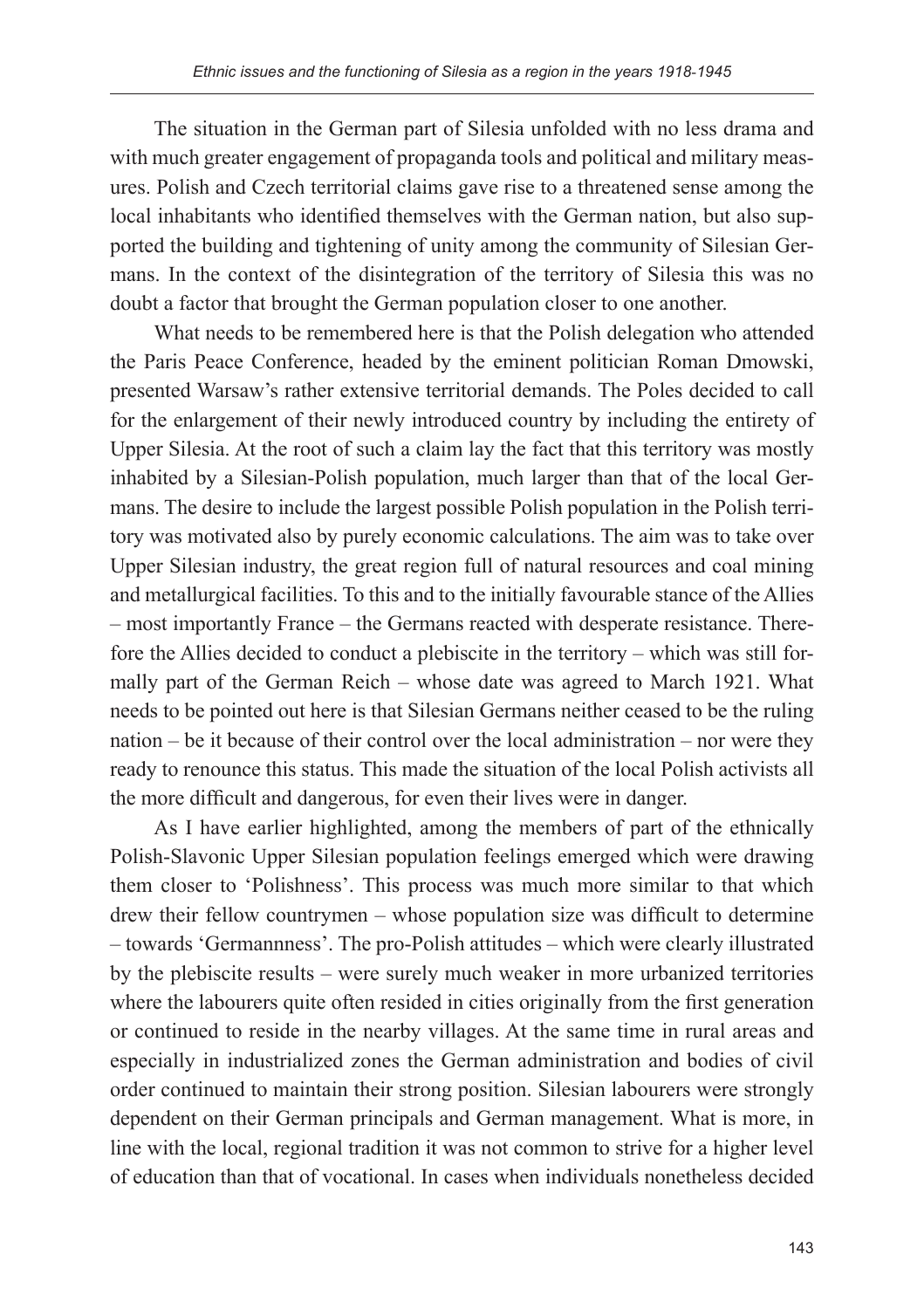The situation in the German part of Silesia unfolded with no less drama and with much greater engagement of propaganda tools and political and military measures. Polish and Czech territorial claims gave rise to a threatened sense among the local inhabitants who identified themselves with the German nation, but also supported the building and tightening of unity among the community of Silesian Germans. In the context of the disintegration of the territory of Silesia this was no doubt a factor that brought the German population closer to one another.

What needs to be remembered here is that the Polish delegation who attended the Paris Peace Conference, headed by the eminent politician Roman Dmowski, presented Warsaw's rather extensive territorial demands. The Poles decided to call for the enlargement of their newly introduced country by including the entirety of Upper Silesia. At the root of such a claim lay the fact that this territory was mostly inhabited by a Silesian-Polish population, much larger than that of the local Germans. The desire to include the largest possible Polish population in the Polish territory was motivated also by purely economic calculations. The aim was to take over Upper Silesian industry, the great region full of natural resources and coal mining and metallurgical facilities. To this and to the initially favourable stance of the Allies – most importantly France – the Germans reacted with desperate resistance. Therefore the Allies decided to conduct a plebiscite in the territory – which was still formally part of the German Reich – whose date was agreed to March 1921. What needs to be pointed out here is that Silesian Germans neither ceased to be the ruling nation – be it because of their control over the local administration – nor were they ready to renounce this status. This made the situation of the local Polish activists all the more difficult and dangerous, for even their lives were in danger.

As I have earlier highlighted, among the members of part of the ethnically Polish-Slavonic Upper Silesian population feelings emerged which were drawing them closer to 'Polishness'. This process was much more similar to that which drew their fellow countrymen – whose population size was difficult to determine – towards 'Germannness'. The pro-Polish attitudes – which were clearly illustrated by the plebiscite results – were surely much weaker in more urbanized territories where the labourers quite often resided in cities originally from the first generation or continued to reside in the nearby villages. At the same time in rural areas and especially in industrialized zones the German administration and bodies of civil order continued to maintain their strong position. Silesian labourers were strongly dependent on their German principals and German management. What is more, in line with the local, regional tradition it was not common to strive for a higher level of education than that of vocational. In cases when individuals nonetheless decided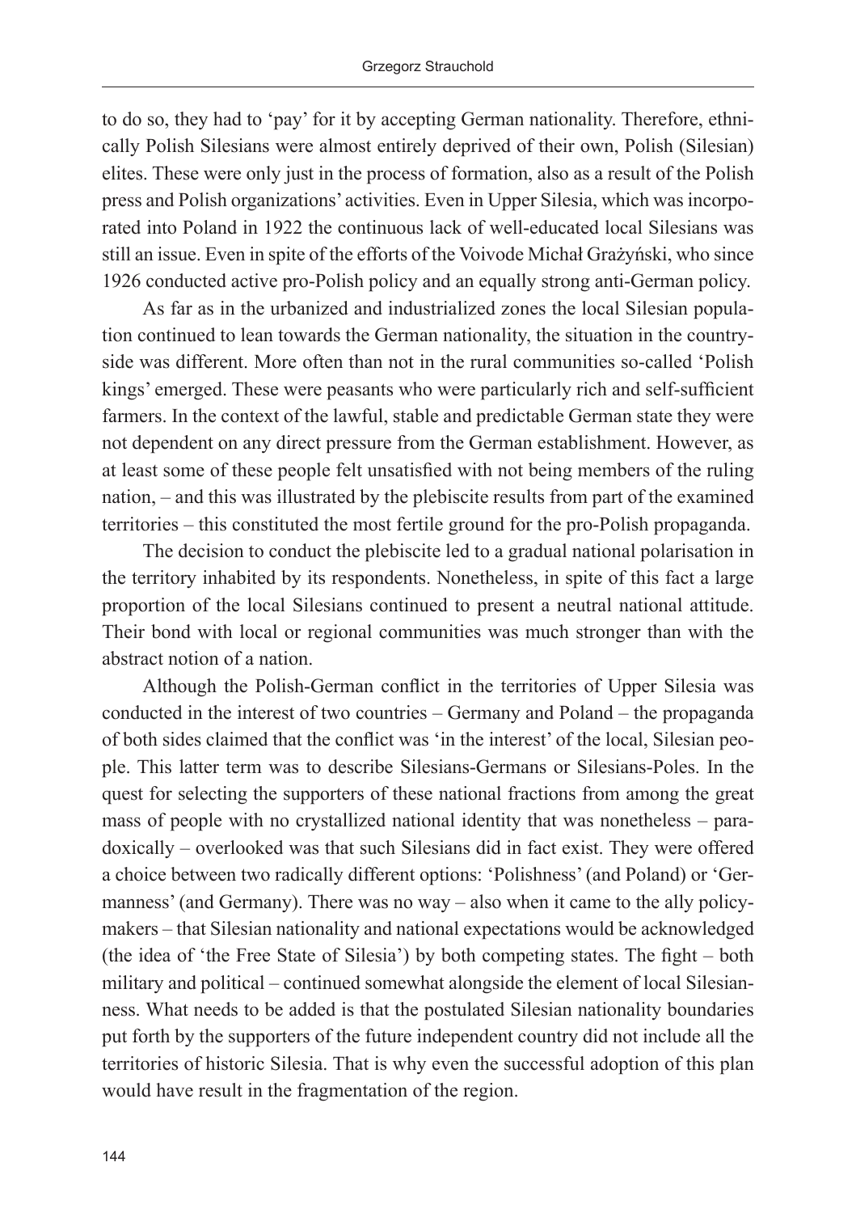to do so, they had to 'pay' for it by accepting German nationality. Therefore, ethnically Polish Silesians were almost entirely deprived of their own, Polish (Silesian) elites. These were only just in the process of formation, also as a result of the Polish press and Polish organizations' activities. Even in Upper Silesia, which was incorporated into Poland in 1922 the continuous lack of well-educated local Silesians was still an issue. Even in spite of the efforts of the Voivode Michał Grażyński, who since 1926 conducted active pro-Polish policy and an equally strong anti-German policy.

As far as in the urbanized and industrialized zones the local Silesian population continued to lean towards the German nationality, the situation in the countryside was different. More often than not in the rural communities so-called 'Polish kings' emerged. These were peasants who were particularly rich and self-sufficient farmers. In the context of the lawful, stable and predictable German state they were not dependent on any direct pressure from the German establishment. However, as at least some of these people felt unsatisfied with not being members of the ruling nation, – and this was illustrated by the plebiscite results from part of the examined territories – this constituted the most fertile ground for the pro-Polish propaganda.

The decision to conduct the plebiscite led to a gradual national polarisation in the territory inhabited by its respondents. Nonetheless, in spite of this fact a large proportion of the local Silesians continued to present a neutral national attitude. Their bond with local or regional communities was much stronger than with the abstract notion of a nation.

Although the Polish-German conflict in the territories of Upper Silesia was conducted in the interest of two countries – Germany and Poland – the propaganda of both sides claimed that the conflict was 'in the interest' of the local, Silesian people. This latter term was to describe Silesians-Germans or Silesians-Poles. In the quest for selecting the supporters of these national fractions from among the great mass of people with no crystallized national identity that was nonetheless – paradoxically – overlooked was that such Silesians did in fact exist. They were offered a choice between two radically different options: 'Polishness' (and Poland) or 'Germanness' (and Germany). There was no way – also when it came to the ally policy-makers – that Silesian nationality and national expectations would be acknowledged (the idea of 'the Free State of Silesia') by both competing states. The fight – both military and political – continued somewhat alongside the element of local Silesianness. What needs to be added is that the postulated Silesian nationality boundaries put forth by the supporters of the future independent country did not include all the territories of historic Silesia. That is why even the successful adoption of this plan would have result in the fragmentation of the region.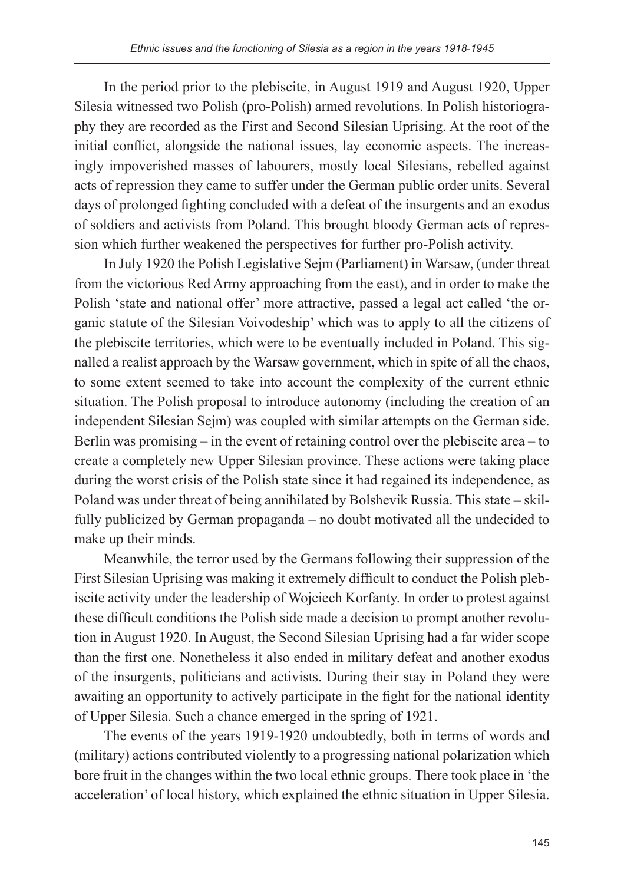In the period prior to the plebiscite, in August 1919 and August 1920, Upper Silesia witnessed two Polish (pro-Polish) armed revolutions. In Polish historiography they are recorded as the First and Second Silesian Uprising. At the root of the initial conflict, alongside the national issues, lay economic aspects. The increasingly impoverished masses of labourers, mostly local Silesians, rebelled against acts of repression they came to suffer under the German public order units. Several days of prolonged fighting concluded with a defeat of the insurgents and an exodus of soldiers and activists from Poland. This brought bloody German acts of repression which further weakened the perspectives for further pro-Polish activity.

In July 1920 the Polish Legislative Sejm (Parliament) in Warsaw, (under threat from the victorious Red Army approaching from the east), and in order to make the Polish 'state and national offer' more attractive, passed a legal act called 'the organic statute of the Silesian Voivodeship' which was to apply to all the citizens of the plebiscite territories, which were to be eventually included in Poland. This signalled a realist approach by the Warsaw government, which in spite of all the chaos, to some extent seemed to take into account the complexity of the current ethnic situation. The Polish proposal to introduce autonomy (including the creation of an independent Silesian Sejm) was coupled with similar attempts on the German side. Berlin was promising – in the event of retaining control over the plebiscite area – to create a completely new Upper Silesian province. These actions were taking place during the worst crisis of the Polish state since it had regained its independence, as Poland was under threat of being annihilated by Bolshevik Russia. This state – skilfully publicized by German propaganda – no doubt motivated all the undecided to make up their minds.

Meanwhile, the terror used by the Germans following their suppression of the First Silesian Uprising was making it extremely difficult to conduct the Polish plebiscite activity under the leadership of Wojciech Korfanty. In order to protest against these difficult conditions the Polish side made a decision to prompt another revolution in August 1920. In August, the Second Silesian Uprising had a far wider scope than the first one. Nonetheless it also ended in military defeat and another exodus of the insurgents, politicians and activists. During their stay in Poland they were awaiting an opportunity to actively participate in the fight for the national identity of Upper Silesia. Such a chance emerged in the spring of 1921.

The events of the years 1919-1920 undoubtedly, both in terms of words and (military) actions contributed violently to a progressing national polarization which bore fruit in the changes within the two local ethnic groups. There took place in 'the acceleration' of local history, which explained the ethnic situation in Upper Silesia.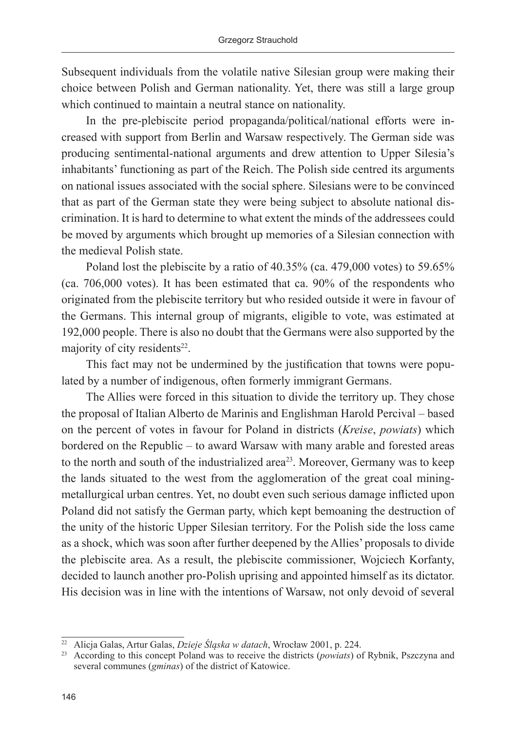Subsequent individuals from the volatile native Silesian group were making their choice between Polish and German nationality. Yet, there was still a large group which continued to maintain a neutral stance on nationality.

In the pre-plebiscite period propaganda/political/national efforts were increased with support from Berlin and Warsaw respectively. The German side was producing sentimental-national arguments and drew attention to Upper Silesia's inhabitants' functioning as part of the Reich. The Polish side centred its arguments on national issues associated with the social sphere. Silesians were to be convinced that as part of the German state they were being subject to absolute national discrimination. It is hard to determine to what extent the minds of the addressees could be moved by arguments which brought up memories of a Silesian connection with the medieval Polish state.

Poland lost the plebiscite by a ratio of 40.35% (ca. 479,000 votes) to 59.65% (ca. 706,000 votes). It has been estimated that ca. 90% of the respondents who originated from the plebiscite territory but who resided outside it were in favour of the Germans. This internal group of migrants, eligible to vote, was estimated at 192,000 people. There is also no doubt that the Germans were also supported by the majority of city residents[22].

This fact may not be undermined by the justification that towns were populated by a number of indigenous, often formerly immigrant Germans.

The Allies were forced in this situation to divide the territory up. They chose the proposal of Italian Alberto de Marinis and Englishman Harold Percival – based on the percent of votes in favour for Poland in districts (*Kreise*, *powiats*) which bordered on the Republic – to award Warsaw with many arable and forested areas to the north and south of the industrialized area[23]. Moreover, Germany was to keep the lands situated to the west from the agglomeration of the great coal mining-metallurgical urban centres. Yet, no doubt even such serious damage inflicted upon Poland did not satisfy the German party, which kept bemoaning the destruction of the unity of the historic Upper Silesian territory. For the Polish side the loss came as a shock, which was soon after further deepened by the Allies' proposals to divide the plebiscite area. As a result, the plebiscite commissioner, Wojciech Korfanty, decided to launch another pro-Polish uprising and appointed himself as its dictator. His decision was in line with the intentions of Warsaw, not only devoid of several

---

[22] Alicja Galas, Artur Galas, *Dzieje Śląska w datach*, Wrocław 2001, p. 224.

[23] According to this concept Poland was to receive the districts (*powiats*) of Rybnik, Pszczyna and several communes (*gminas*) of the district of Katowice.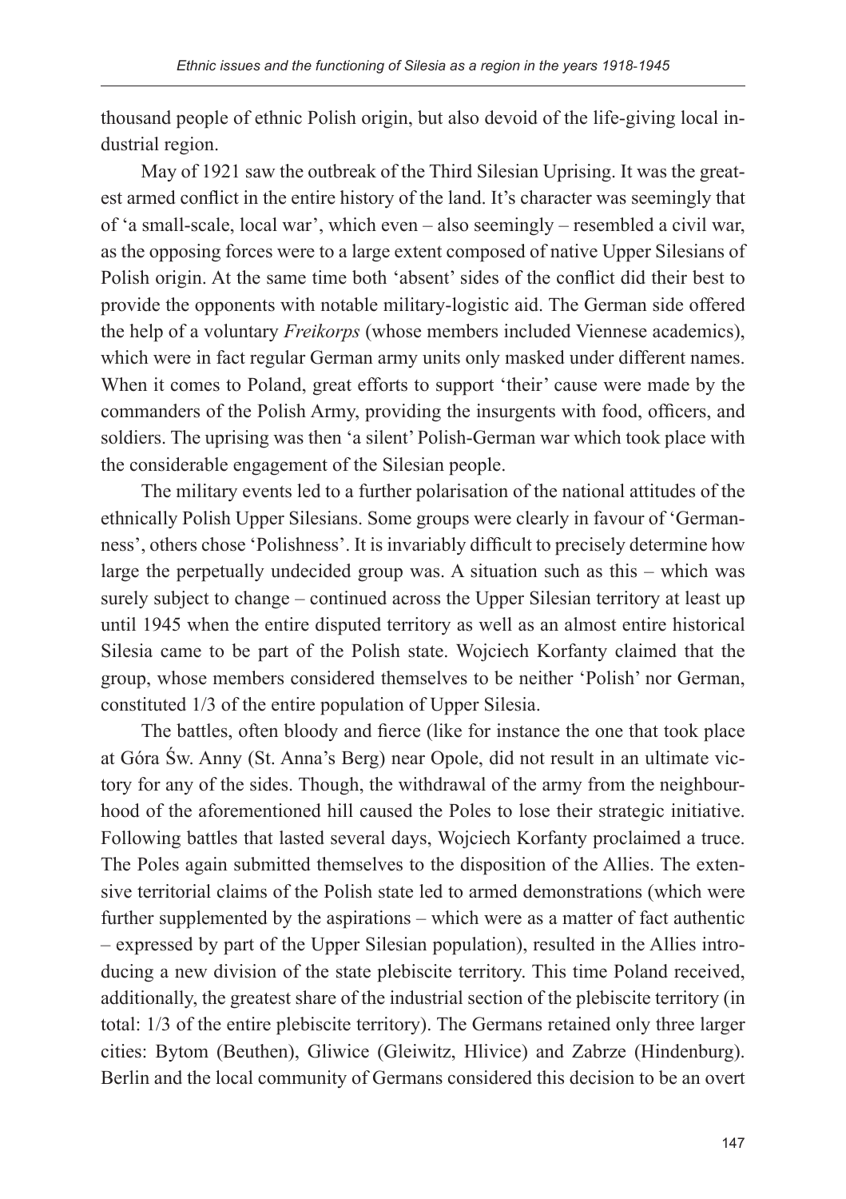thousand people of ethnic Polish origin, but also devoid of the life-giving local industrial region.

May of 1921 saw the outbreak of the Third Silesian Uprising. It was the greatest armed conflict in the entire history of the land. It's character was seemingly that of 'a small-scale, local war', which even – also seemingly – resembled a civil war, as the opposing forces were to a large extent composed of native Upper Silesians of Polish origin. At the same time both 'absent' sides of the conflict did their best to provide the opponents with notable military-logistic aid. The German side offered the help of a voluntary *Freikorps* (whose members included Viennese academics), which were in fact regular German army units only masked under different names. When it comes to Poland, great efforts to support 'their' cause were made by the commanders of the Polish Army, providing the insurgents with food, officers, and soldiers. The uprising was then 'a silent' Polish-German war which took place with the considerable engagement of the Silesian people.

The military events led to a further polarisation of the national attitudes of the ethnically Polish Upper Silesians. Some groups were clearly in favour of 'Germanness', others chose 'Polishness'. It is invariably difficult to precisely determine how large the perpetually undecided group was. A situation such as this – which was surely subject to change – continued across the Upper Silesian territory at least up until 1945 when the entire disputed territory as well as an almost entire historical Silesia came to be part of the Polish state. Wojciech Korfanty claimed that the group, whose members considered themselves to be neither 'Polish' nor German, constituted 1/3 of the entire population of Upper Silesia.

The battles, often bloody and fierce (like for instance the one that took place at Góra Św. Anny (St. Anna's Berg) near Opole, did not result in an ultimate victory for any of the sides. Though, the withdrawal of the army from the neighbourhood of the aforementioned hill caused the Poles to lose their strategic initiative. Following battles that lasted several days, Wojciech Korfanty proclaimed a truce. The Poles again submitted themselves to the disposition of the Allies. The extensive territorial claims of the Polish state led to armed demonstrations (which were further supplemented by the aspirations – which were as a matter of fact authentic – expressed by part of the Upper Silesian population), resulted in the Allies introducing a new division of the state plebiscite territory. This time Poland received, additionally, the greatest share of the industrial section of the plebiscite territory (in total: 1/3 of the entire plebiscite territory). The Germans retained only three larger cities: Bytom (Beuthen), Gliwice (Gleiwitz, Hlivice) and Zabrze (Hindenburg). Berlin and the local community of Germans considered this decision to be an overt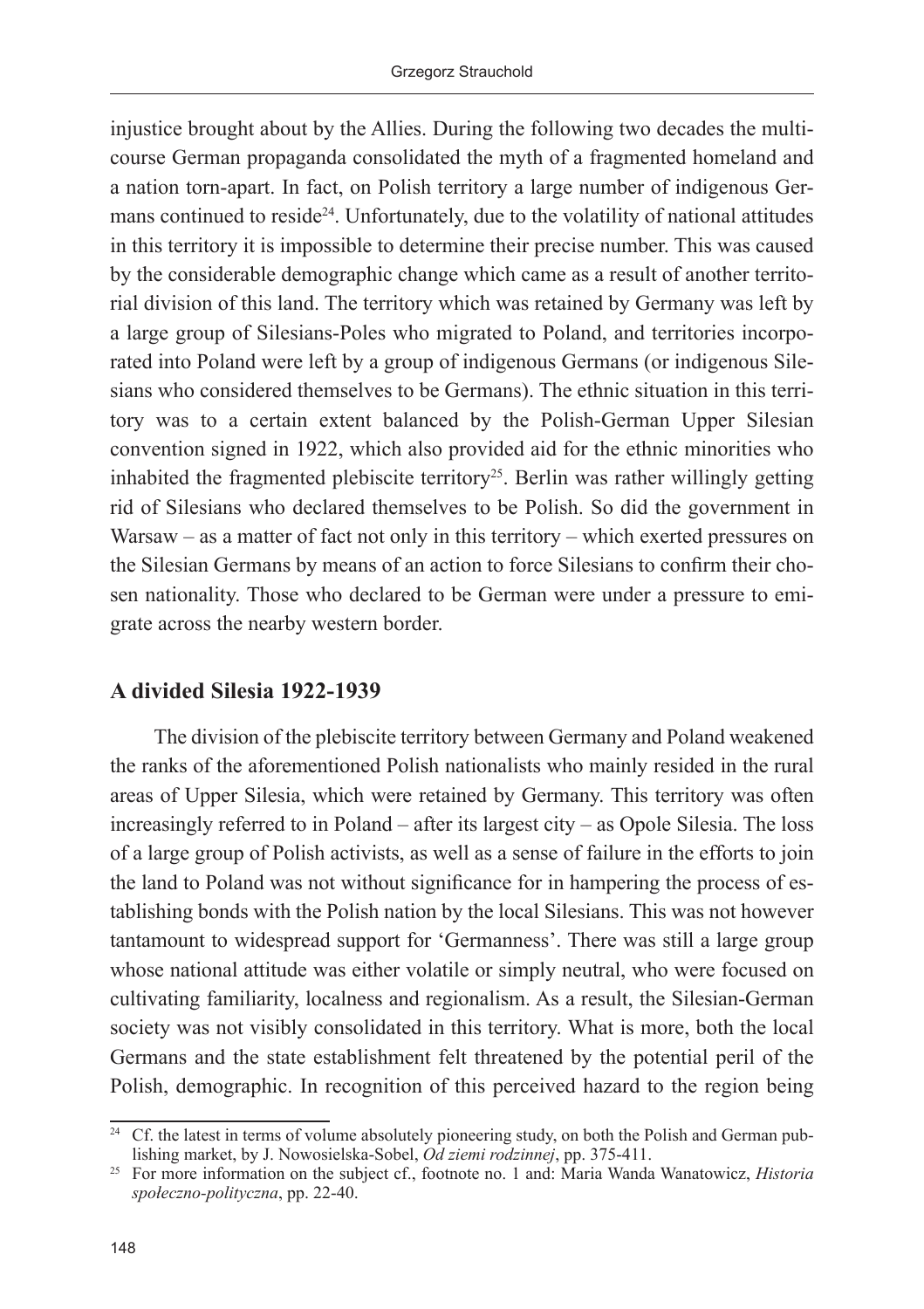injustice brought about by the Allies. During the following two decades the multi-course German propaganda consolidated the myth of a fragmented homeland and a nation torn-apart. In fact, on Polish territory a large number of indigenous Germans continued to reside[24]. Unfortunately, due to the volatility of national attitudes in this territory it is impossible to determine their precise number. This was caused by the considerable demographic change which came as a result of another territorial division of this land. The territory which was retained by Germany was left by a large group of Silesians-Poles who migrated to Poland, and territories incorporated into Poland were left by a group of indigenous Germans (or indigenous Silesians who considered themselves to be Germans). The ethnic situation in this territory was to a certain extent balanced by the Polish-German Upper Silesian convention signed in 1922, which also provided aid for the ethnic minorities who inhabited the fragmented plebiscite territory[25]. Berlin was rather willingly getting rid of Silesians who declared themselves to be Polish. So did the government in Warsaw – as a matter of fact not only in this territory – which exerted pressures on the Silesian Germans by means of an action to force Silesians to confirm their chosen nationality. Those who declared to be German were under a pressure to emigrate across the nearby western border.

## A divided Silesia 1922-1939

The division of the plebiscite territory between Germany and Poland weakened the ranks of the aforementioned Polish nationalists who mainly resided in the rural areas of Upper Silesia, which were retained by Germany. This territory was often increasingly referred to in Poland – after its largest city – as Opole Silesia. The loss of a large group of Polish activists, as well as a sense of failure in the efforts to join the land to Poland was not without significance for in hampering the process of establishing bonds with the Polish nation by the local Silesians. This was not however tantamount to widespread support for 'Germanness'. There was still a large group whose national attitude was either volatile or simply neutral, who were focused on cultivating familiarity, localness and regionalism. As a result, the Silesian-German society was not visibly consolidated in this territory. What is more, both the local Germans and the state establishment felt threatened by the potential peril of the Polish, demographic. In recognition of this perceived hazard to the region being

---

[24] Cf. the latest in terms of volume absolutely pioneering study, on both the Polish and German publishing market, by J. Nowosielska-Sobel, *Od ziemi rodzinnej*, pp. 375-411.

[25] For more information on the subject cf., footnote no. 1 and: Maria Wanda Wanatowicz, *Historia społeczno-polityczna*, pp. 22-40.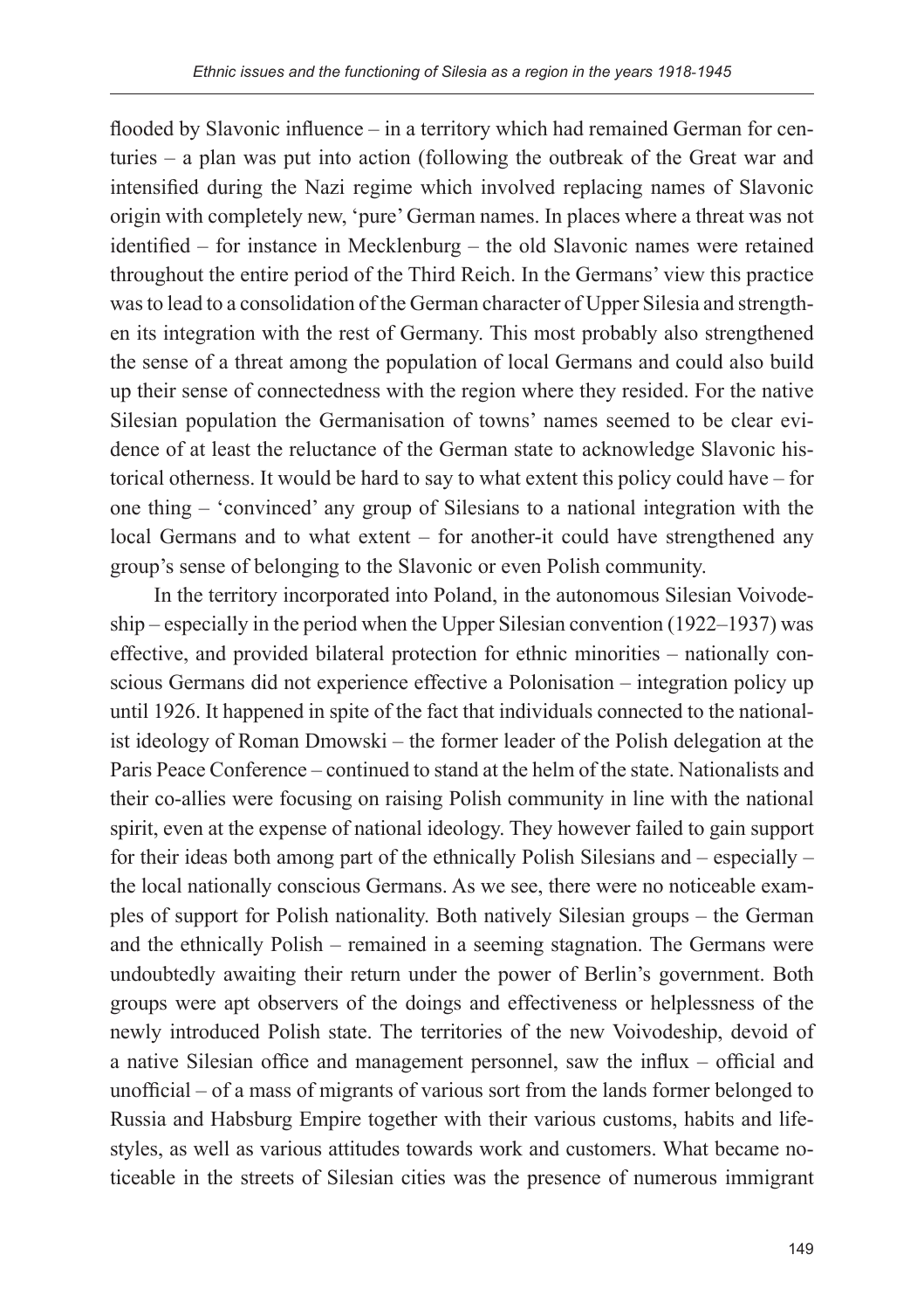flooded by Slavonic influence – in a territory which had remained German for centuries – a plan was put into action (following the outbreak of the Great war and intensified during the Nazi regime which involved replacing names of Slavonic origin with completely new, 'pure' German names. In places where a threat was not identified – for instance in Mecklenburg – the old Slavonic names were retained throughout the entire period of the Third Reich. In the Germans' view this practice was to lead to a consolidation of the German character of Upper Silesia and strengthen its integration with the rest of Germany. This most probably also strengthened the sense of a threat among the population of local Germans and could also build up their sense of connectedness with the region where they resided. For the native Silesian population the Germanisation of towns' names seemed to be clear evidence of at least the reluctance of the German state to acknowledge Slavonic historical otherness. It would be hard to say to what extent this policy could have – for one thing – 'convinced' any group of Silesians to a national integration with the local Germans and to what extent – for another-it could have strengthened any group's sense of belonging to the Slavonic or even Polish community.

In the territory incorporated into Poland, in the autonomous Silesian Voivodeship – especially in the period when the Upper Silesian convention (1922–1937) was effective, and provided bilateral protection for ethnic minorities – nationally conscious Germans did not experience effective a Polonisation – integration policy up until 1926. It happened in spite of the fact that individuals connected to the nationalist ideology of Roman Dmowski – the former leader of the Polish delegation at the Paris Peace Conference – continued to stand at the helm of the state. Nationalists and their co-allies were focusing on raising Polish community in line with the national spirit, even at the expense of national ideology. They however failed to gain support for their ideas both among part of the ethnically Polish Silesians and – especially – the local nationally conscious Germans. As we see, there were no noticeable examples of support for Polish nationality. Both natively Silesian groups – the German and the ethnically Polish – remained in a seeming stagnation. The Germans were undoubtedly awaiting their return under the power of Berlin's government. Both groups were apt observers of the doings and effectiveness or helplessness of the newly introduced Polish state. The territories of the new Voivodeship, devoid of a native Silesian office and management personnel, saw the influx – official and unofficial – of a mass of migrants of various sort from the lands former belonged to Russia and Habsburg Empire together with their various customs, habits and lifestyles, as well as various attitudes towards work and customers. What became noticeable in the streets of Silesian cities was the presence of numerous immigrant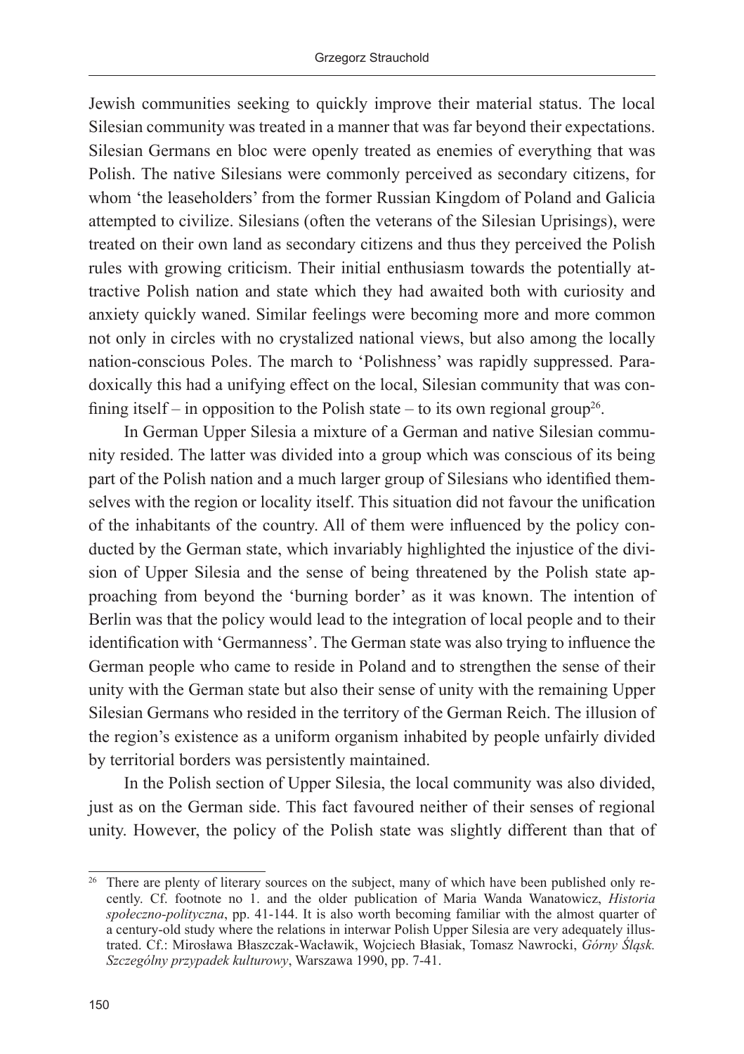Jewish communities seeking to quickly improve their material status. The local Silesian community was treated in a manner that was far beyond their expectations. Silesian Germans en bloc were openly treated as enemies of everything that was Polish. The native Silesians were commonly perceived as secondary citizens, for whom 'the leaseholders' from the former Russian Kingdom of Poland and Galicia attempted to civilize. Silesians (often the veterans of the Silesian Uprisings), were treated on their own land as secondary citizens and thus they perceived the Polish rules with growing criticism. Their initial enthusiasm towards the potentially attractive Polish nation and state which they had awaited both with curiosity and anxiety quickly waned. Similar feelings were becoming more and more common not only in circles with no crystalized national views, but also among the locally nation-conscious Poles. The march to 'Polishness' was rapidly suppressed. Paradoxically this had a unifying effect on the local, Silesian community that was confining itself – in opposition to the Polish state – to its own regional group[26].

In German Upper Silesia a mixture of a German and native Silesian community resided. The latter was divided into a group which was conscious of its being part of the Polish nation and a much larger group of Silesians who identified themselves with the region or locality itself. This situation did not favour the unification of the inhabitants of the country. All of them were influenced by the policy conducted by the German state, which invariably highlighted the injustice of the division of Upper Silesia and the sense of being threatened by the Polish state approaching from beyond the 'burning border' as it was known. The intention of Berlin was that the policy would lead to the integration of local people and to their identification with 'Germanness'. The German state was also trying to influence the German people who came to reside in Poland and to strengthen the sense of their unity with the German state but also their sense of unity with the remaining Upper Silesian Germans who resided in the territory of the German Reich. The illusion of the region's existence as a uniform organism inhabited by people unfairly divided by territorial borders was persistently maintained.

In the Polish section of Upper Silesia, the local community was also divided, just as on the German side. This fact favoured neither of their senses of regional unity. However, the policy of the Polish state was slightly different than that of

---

[26] There are plenty of literary sources on the subject, many of which have been published only recently. Cf. footnote no 1. and the older publication of Maria Wanda Wanatowicz, *Historia społeczno-polityczna*, pp. 41-144. It is also worth becoming familiar with the almost quarter of a century-old study where the relations in interwar Polish Upper Silesia are very adequately illustrated. Cf.: Mirosława Błaszczak-Wacławik, Wojciech Błasiak, Tomasz Nawrocki, *Górny Śląsk. Szczególny przypadek kulturowy*, Warszawa 1990, pp. 7-41.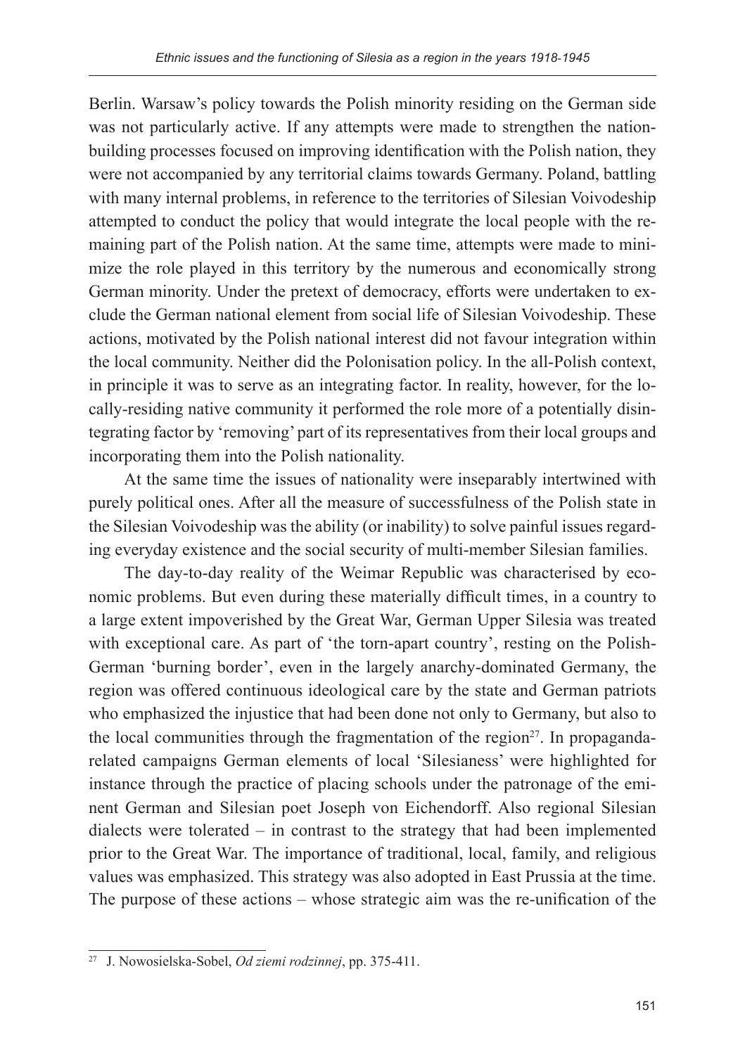Berlin. Warsaw's policy towards the Polish minority residing on the German side was not particularly active. If any attempts were made to strengthen the nation-building processes focused on improving identification with the Polish nation, they were not accompanied by any territorial claims towards Germany. Poland, battling with many internal problems, in reference to the territories of Silesian Voivodeship attempted to conduct the policy that would integrate the local people with the remaining part of the Polish nation. At the same time, attempts were made to minimize the role played in this territory by the numerous and economically strong German minority. Under the pretext of democracy, efforts were undertaken to exclude the German national element from social life of Silesian Voivodeship. These actions, motivated by the Polish national interest did not favour integration within the local community. Neither did the Polonisation policy. In the all-Polish context, in principle it was to serve as an integrating factor. In reality, however, for the locally-residing native community it performed the role more of a potentially disintegrating factor by 'removing' part of its representatives from their local groups and incorporating them into the Polish nationality.

At the same time the issues of nationality were inseparably intertwined with purely political ones. After all the measure of successfulness of the Polish state in the Silesian Voivodeship was the ability (or inability) to solve painful issues regarding everyday existence and the social security of multi-member Silesian families.

The day-to-day reality of the Weimar Republic was characterised by economic problems. But even during these materially difficult times, in a country to a large extent impoverished by the Great War, German Upper Silesia was treated with exceptional care. As part of 'the torn-apart country', resting on the Polish-German 'burning border', even in the largely anarchy-dominated Germany, the region was offered continuous ideological care by the state and German patriots who emphasized the injustice that had been done not only to Germany, but also to the local communities through the fragmentation of the region[27]. In propaganda-related campaigns German elements of local 'Silesianess' were highlighted for instance through the practice of placing schools under the patronage of the eminent German and Silesian poet Joseph von Eichendorff. Also regional Silesian dialects were tolerated – in contrast to the strategy that had been implemented prior to the Great War. The importance of traditional, local, family, and religious values was emphasized. This strategy was also adopted in East Prussia at the time. The purpose of these actions – whose strategic aim was the re-unification of the

[27] J. Nowosielska-Sobel, *Od ziemi rodzinnej*, pp. 375-411.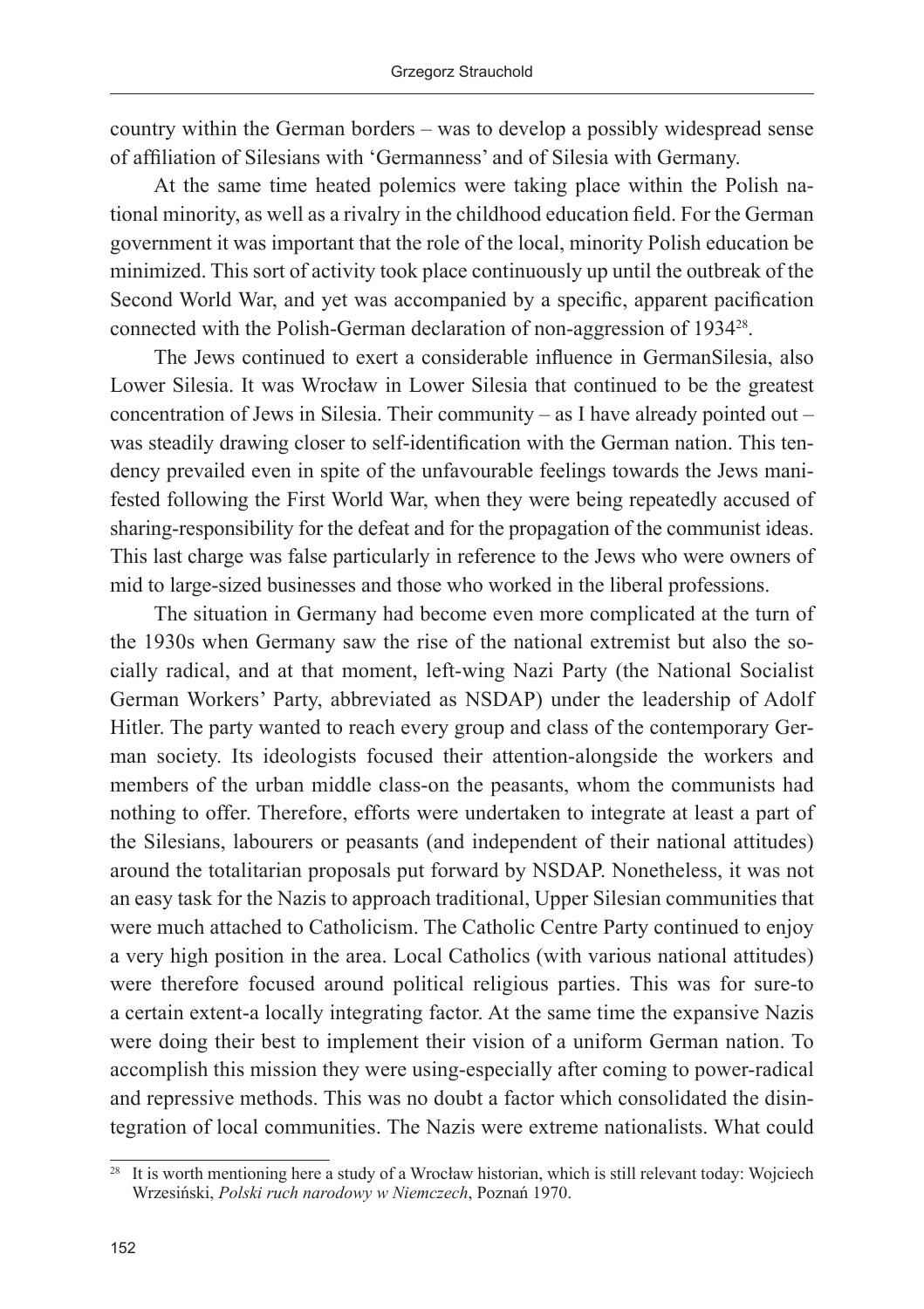country within the German borders – was to develop a possibly widespread sense of affiliation of Silesians with 'Germanness' and of Silesia with Germany.

At the same time heated polemics were taking place within the Polish national minority, as well as a rivalry in the childhood education field. For the German government it was important that the role of the local, minority Polish education be minimized. This sort of activity took place continuously up until the outbreak of the Second World War, and yet was accompanied by a specific, apparent pacification connected with the Polish-German declaration of non-aggression of 1934[28].

The Jews continued to exert a considerable influence in GermanSilesia, also Lower Silesia. It was Wrocław in Lower Silesia that continued to be the greatest concentration of Jews in Silesia. Their community – as I have already pointed out – was steadily drawing closer to self-identification with the German nation. This tendency prevailed even in spite of the unfavourable feelings towards the Jews manifested following the First World War, when they were being repeatedly accused of sharing-responsibility for the defeat and for the propagation of the communist ideas. This last charge was false particularly in reference to the Jews who were owners of mid to large-sized businesses and those who worked in the liberal professions.

The situation in Germany had become even more complicated at the turn of the 1930s when Germany saw the rise of the national extremist but also the socially radical, and at that moment, left-wing Nazi Party (the National Socialist German Workers' Party, abbreviated as NSDAP) under the leadership of Adolf Hitler. The party wanted to reach every group and class of the contemporary German society. Its ideologists focused their attention-alongside the workers and members of the urban middle class-on the peasants, whom the communists had nothing to offer. Therefore, efforts were undertaken to integrate at least a part of the Silesians, labourers or peasants (and independent of their national attitudes) around the totalitarian proposals put forward by NSDAP. Nonetheless, it was not an easy task for the Nazis to approach traditional, Upper Silesian communities that were much attached to Catholicism. The Catholic Centre Party continued to enjoy a very high position in the area. Local Catholics (with various national attitudes) were therefore focused around political religious parties. This was for sure-to a certain extent-a locally integrating factor. At the same time the expansive Nazis were doing their best to implement their vision of a uniform German nation. To accomplish this mission they were using-especially after coming to power-radical and repressive methods. This was no doubt a factor which consolidated the disintegration of local communities. The Nazis were extreme nationalists. What could

[28] It is worth mentioning here a study of a Wrocław historian, which is still relevant today: Wojciech Wrzesiński, *Polski ruch narodowy w Niemczech*, Poznań 1970.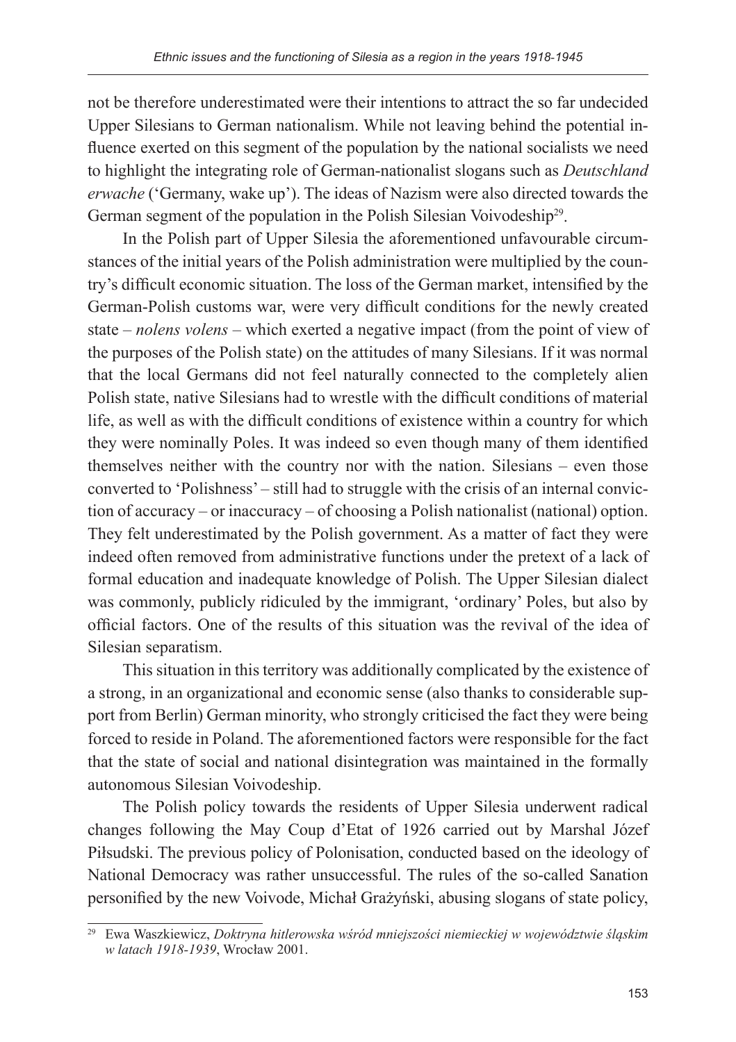not be therefore underestimated were their intentions to attract the so far undecided Upper Silesians to German nationalism. While not leaving behind the potential influence exerted on this segment of the population by the national socialists we need to highlight the integrating role of German-nationalist slogans such as *Deutschland erwache* ('Germany, wake up'). The ideas of Nazism were also directed towards the German segment of the population in the Polish Silesian Voivodeship[29].

In the Polish part of Upper Silesia the aforementioned unfavourable circumstances of the initial years of the Polish administration were multiplied by the country's difficult economic situation. The loss of the German market, intensified by the German-Polish customs war, were very difficult conditions for the newly created state – *nolens volens* – which exerted a negative impact (from the point of view of the purposes of the Polish state) on the attitudes of many Silesians. If it was normal that the local Germans did not feel naturally connected to the completely alien Polish state, native Silesians had to wrestle with the difficult conditions of material life, as well as with the difficult conditions of existence within a country for which they were nominally Poles. It was indeed so even though many of them identified themselves neither with the country nor with the nation. Silesians – even those converted to 'Polishness' – still had to struggle with the crisis of an internal conviction of accuracy – or inaccuracy – of choosing a Polish nationalist (national) option. They felt underestimated by the Polish government. As a matter of fact they were indeed often removed from administrative functions under the pretext of a lack of formal education and inadequate knowledge of Polish. The Upper Silesian dialect was commonly, publicly ridiculed by the immigrant, 'ordinary' Poles, but also by official factors. One of the results of this situation was the revival of the idea of Silesian separatism.

This situation in this territory was additionally complicated by the existence of a strong, in an organizational and economic sense (also thanks to considerable support from Berlin) German minority, who strongly criticised the fact they were being forced to reside in Poland. The aforementioned factors were responsible for the fact that the state of social and national disintegration was maintained in the formally autonomous Silesian Voivodeship.

The Polish policy towards the residents of Upper Silesia underwent radical changes following the May Coup d'Etat of 1926 carried out by Marshal Józef Piłsudski. The previous policy of Polonisation, conducted based on the ideology of National Democracy was rather unsuccessful. The rules of the so-called Sanation personified by the new Voivode, Michał Grażyński, abusing slogans of state policy,

---

[29] Ewa Waszkiewicz, *Doktryna hitlerowska wśród mniejszości niemieckiej w województwie śląskim w latach 1918-1939*, Wrocław 2001.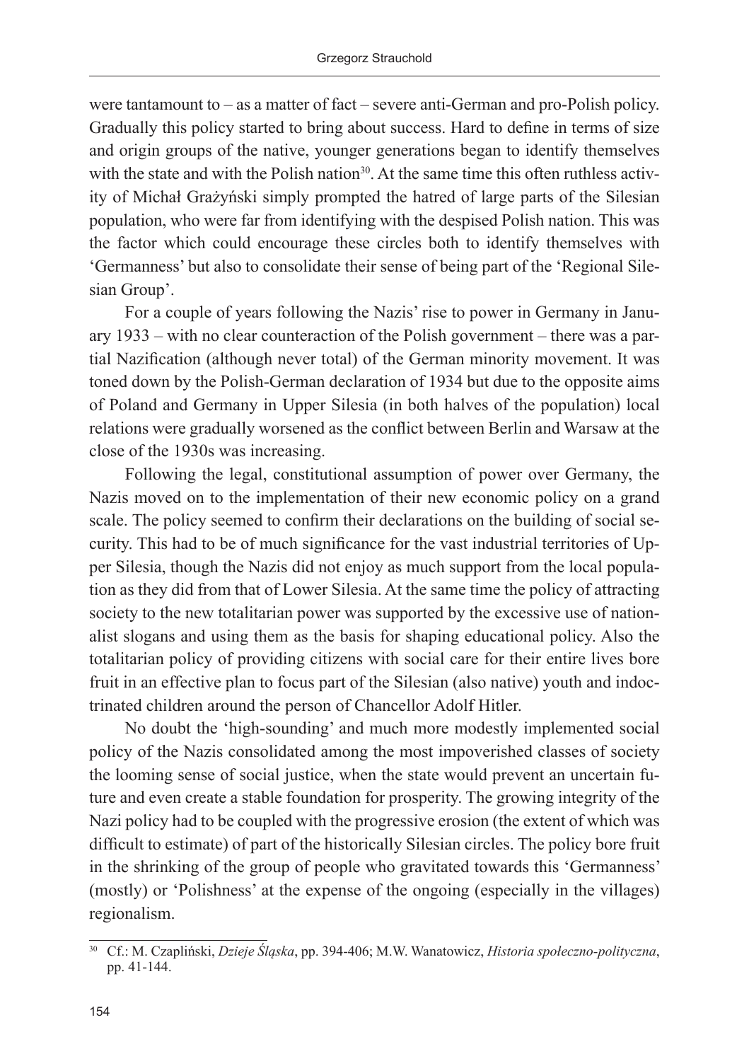were tantamount to – as a matter of fact – severe anti-German and pro-Polish policy. Gradually this policy started to bring about success. Hard to define in terms of size and origin groups of the native, younger generations began to identify themselves with the state and with the Polish nation[30]. At the same time this often ruthless activity of Michał Grażyński simply prompted the hatred of large parts of the Silesian population, who were far from identifying with the despised Polish nation. This was the factor which could encourage these circles both to identify themselves with 'Germanness' but also to consolidate their sense of being part of the 'Regional Silesian Group'.

For a couple of years following the Nazis' rise to power in Germany in January 1933 – with no clear counteraction of the Polish government – there was a partial Nazification (although never total) of the German minority movement. It was toned down by the Polish-German declaration of 1934 but due to the opposite aims of Poland and Germany in Upper Silesia (in both halves of the population) local relations were gradually worsened as the conflict between Berlin and Warsaw at the close of the 1930s was increasing.

Following the legal, constitutional assumption of power over Germany, the Nazis moved on to the implementation of their new economic policy on a grand scale. The policy seemed to confirm their declarations on the building of social security. This had to be of much significance for the vast industrial territories of Upper Silesia, though the Nazis did not enjoy as much support from the local population as they did from that of Lower Silesia. At the same time the policy of attracting society to the new totalitarian power was supported by the excessive use of nationalist slogans and using them as the basis for shaping educational policy. Also the totalitarian policy of providing citizens with social care for their entire lives bore fruit in an effective plan to focus part of the Silesian (also native) youth and indoctrinated children around the person of Chancellor Adolf Hitler.

No doubt the 'high-sounding' and much more modestly implemented social policy of the Nazis consolidated among the most impoverished classes of society the looming sense of social justice, when the state would prevent an uncertain future and even create a stable foundation for prosperity. The growing integrity of the Nazi policy had to be coupled with the progressive erosion (the extent of which was difficult to estimate) of part of the historically Silesian circles. The policy bore fruit in the shrinking of the group of people who gravitated towards this 'Germanness' (mostly) or 'Polishness' at the expense of the ongoing (especially in the villages) regionalism.

---

[30] Cf.: M. Czapliński, *Dzieje Śląska*, pp. 394-406; M.W. Wanatowicz, *Historia społeczno-polityczna*, pp. 41-144.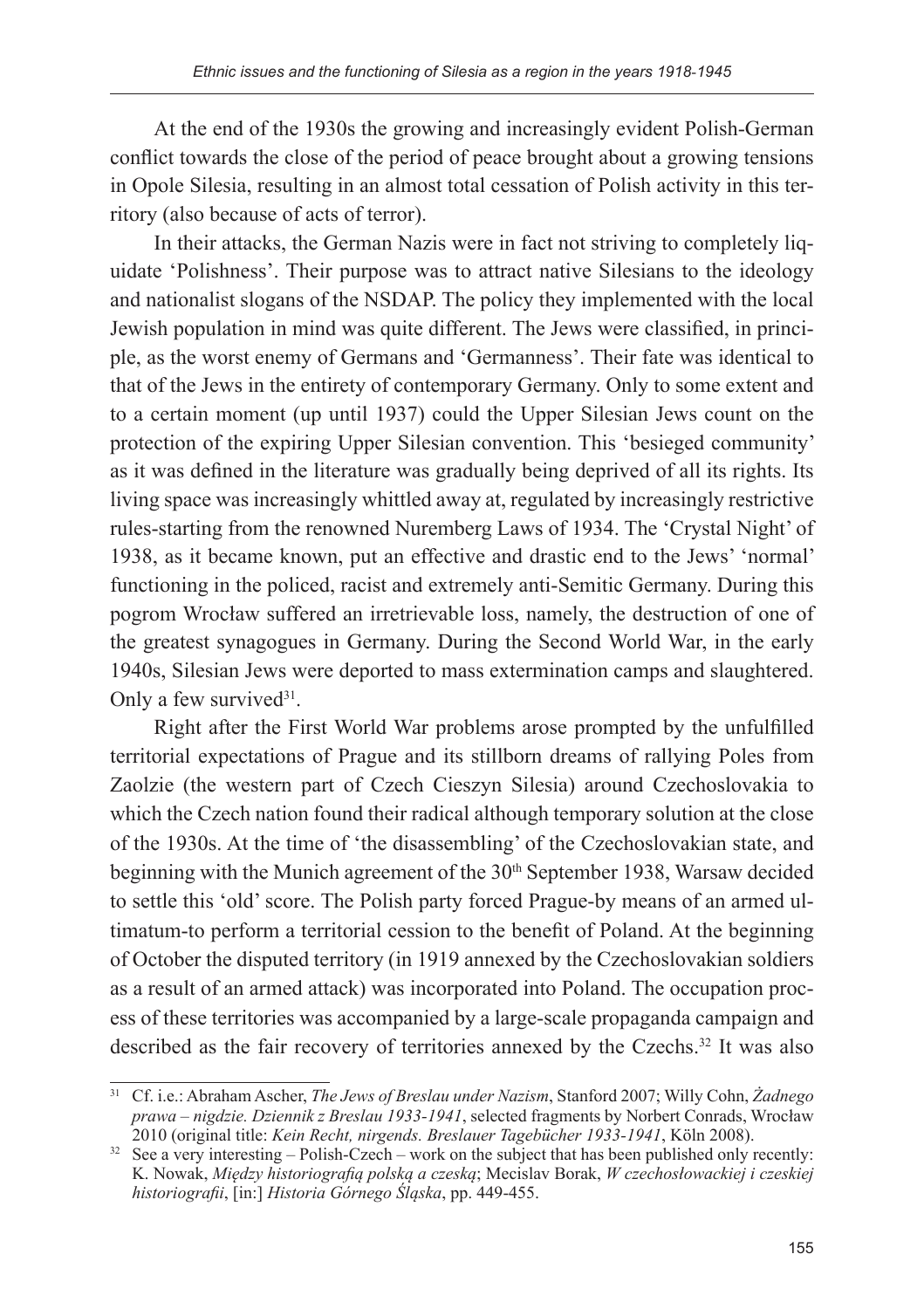At the end of the 1930s the growing and increasingly evident Polish-German conflict towards the close of the period of peace brought about a growing tensions in Opole Silesia, resulting in an almost total cessation of Polish activity in this territory (also because of acts of terror).

In their attacks, the German Nazis were in fact not striving to completely liquidate 'Polishness'. Their purpose was to attract native Silesians to the ideology and nationalist slogans of the NSDAP. The policy they implemented with the local Jewish population in mind was quite different. The Jews were classified, in principle, as the worst enemy of Germans and 'Germanness'. Their fate was identical to that of the Jews in the entirety of contemporary Germany. Only to some extent and to a certain moment (up until 1937) could the Upper Silesian Jews count on the protection of the expiring Upper Silesian convention. This 'besieged community' as it was defined in the literature was gradually being deprived of all its rights. Its living space was increasingly whittled away at, regulated by increasingly restrictive rules-starting from the renowned Nuremberg Laws of 1934. The 'Crystal Night' of 1938, as it became known, put an effective and drastic end to the Jews' 'normal' functioning in the policed, racist and extremely anti-Semitic Germany. During this pogrom Wrocław suffered an irretrievable loss, namely, the destruction of one of the greatest synagogues in Germany. During the Second World War, in the early 1940s, Silesian Jews were deported to mass extermination camps and slaughtered. Only a few survived[31].

Right after the First World War problems arose prompted by the unfulfilled territorial expectations of Prague and its stillborn dreams of rallying Poles from Zaolzie (the western part of Czech Cieszyn Silesia) around Czechoslovakia to which the Czech nation found their radical although temporary solution at the close of the 1930s. At the time of 'the disassembling' of the Czechoslovakian state, and beginning with the Munich agreement of the 30[th] September 1938, Warsaw decided to settle this 'old' score. The Polish party forced Prague-by means of an armed ultimatum-to perform a territorial cession to the benefit of Poland. At the beginning of October the disputed territory (in 1919 annexed by the Czechoslovakian soldiers as a result of an armed attack) was incorporated into Poland. The occupation process of these territories was accompanied by a large-scale propaganda campaign and described as the fair recovery of territories annexed by the Czechs.[32] It was also

---

[31] Cf. i.e.: Abraham Ascher, *The Jews of Breslau under Nazism*, Stanford 2007; Willy Cohn, *Żadnego prawa – nigdzie. Dziennik z Breslau 1933-1941*, selected fragments by Norbert Conrads, Wrocław 2010 (original title: *Kein Recht, nirgends. Breslauer Tagebücher 1933-1941*, Köln 2008).

[32] See a very interesting – Polish-Czech – work on the subject that has been published only recently: K. Nowak, *Między historiografią polską a czeską*; Mecislav Borak, *W czechosłowackiej i czeskiej historiografii*, [in:] *Historia Górnego Śląska*, pp. 449-455.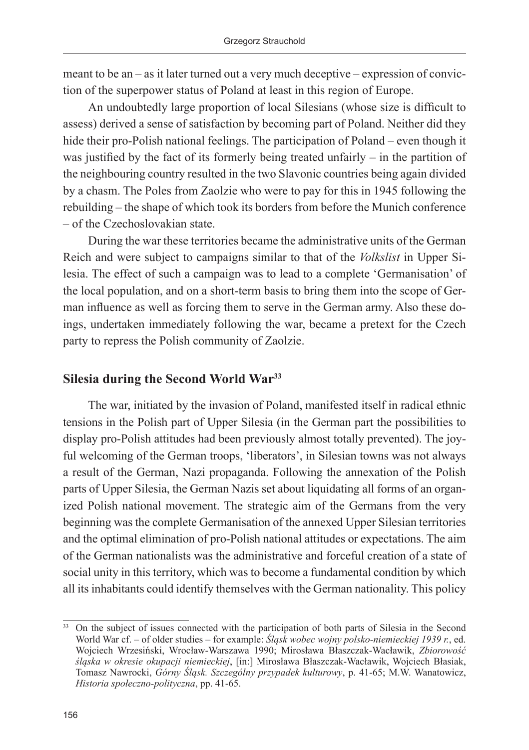meant to be an – as it later turned out a very much deceptive – expression of conviction of the superpower status of Poland at least in this region of Europe.

An undoubtedly large proportion of local Silesians (whose size is difficult to assess) derived a sense of satisfaction by becoming part of Poland. Neither did they hide their pro-Polish national feelings. The participation of Poland – even though it was justified by the fact of its formerly being treated unfairly – in the partition of the neighbouring country resulted in the two Slavonic countries being again divided by a chasm. The Poles from Zaolzie who were to pay for this in 1945 following the rebuilding – the shape of which took its borders from before the Munich conference – of the Czechoslovakian state.

During the war these territories became the administrative units of the German Reich and were subject to campaigns similar to that of the *Volkslist* in Upper Silesia. The effect of such a campaign was to lead to a complete 'Germanisation' of the local population, and on a short-term basis to bring them into the scope of German influence as well as forcing them to serve in the German army. Also these doings, undertaken immediately following the war, became a pretext for the Czech party to repress the Polish community of Zaolzie.

## Silesia during the Second World War[33]

The war, initiated by the invasion of Poland, manifested itself in radical ethnic tensions in the Polish part of Upper Silesia (in the German part the possibilities to display pro-Polish attitudes had been previously almost totally prevented). The joyful welcoming of the German troops, 'liberators', in Silesian towns was not always a result of the German, Nazi propaganda. Following the annexation of the Polish parts of Upper Silesia, the German Nazis set about liquidating all forms of an organized Polish national movement. The strategic aim of the Germans from the very beginning was the complete Germanisation of the annexed Upper Silesian territories and the optimal elimination of pro-Polish national attitudes or expectations. The aim of the German nationalists was the administrative and forceful creation of a state of social unity in this territory, which was to become a fundamental condition by which all its inhabitants could identify themselves with the German nationality. This policy

[33] On the subject of issues connected with the participation of both parts of Silesia in the Second World War cf. – of older studies – for example: *Śląsk wobec wojny polsko-niemieckiej 1939 r.*, ed. Wojciech Wrzesiński, Wrocław-Warszawa 1990; Mirosława Błaszczak-Wacławik, *Zbiorowość śląska w okresie okupacji niemieckiej*, [in:] Mirosława Błaszczak-Wacławik, Wojciech Błasiak, Tomasz Nawrocki, *Górny Śląsk. Szczególny przypadek kulturowy*, p. 41-65; M.W. Wanatowicz, *Historia społeczno-polityczna*, pp. 41-65.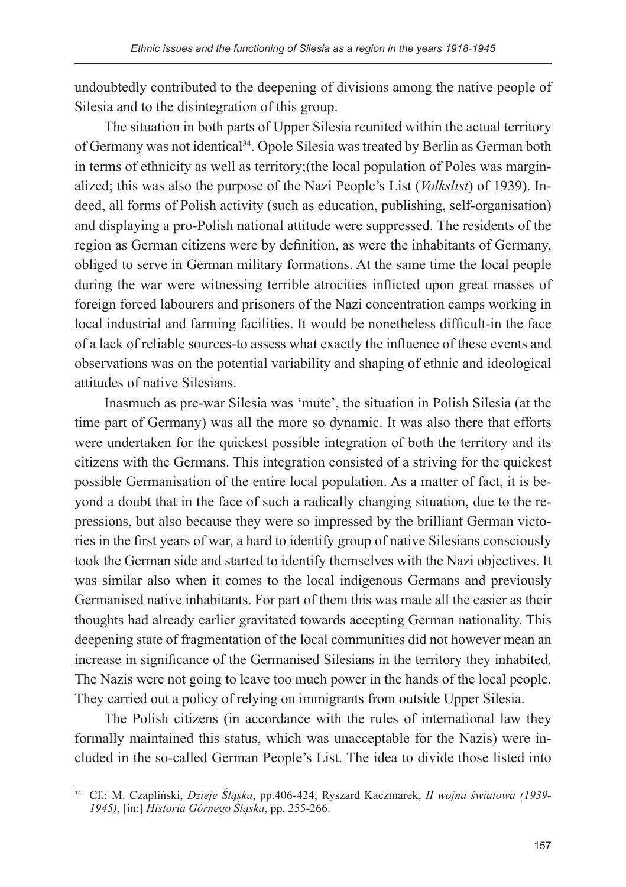undoubtedly contributed to the deepening of divisions among the native people of Silesia and to the disintegration of this group.

The situation in both parts of Upper Silesia reunited within the actual territory of Germany was not identical[34]. Opole Silesia was treated by Berlin as German both in terms of ethnicity as well as territory;(the local population of Poles was marginalized; this was also the purpose of the Nazi People's List (*Volkslist*) of 1939). Indeed, all forms of Polish activity (such as education, publishing, self-organisation) and displaying a pro-Polish national attitude were suppressed. The residents of the region as German citizens were by definition, as were the inhabitants of Germany, obliged to serve in German military formations. At the same time the local people during the war were witnessing terrible atrocities inflicted upon great masses of foreign forced labourers and prisoners of the Nazi concentration camps working in local industrial and farming facilities. It would be nonetheless difficult-in the face of a lack of reliable sources-to assess what exactly the influence of these events and observations was on the potential variability and shaping of ethnic and ideological attitudes of native Silesians.

Inasmuch as pre-war Silesia was 'mute', the situation in Polish Silesia (at the time part of Germany) was all the more so dynamic. It was also there that efforts were undertaken for the quickest possible integration of both the territory and its citizens with the Germans. This integration consisted of a striving for the quickest possible Germanisation of the entire local population. As a matter of fact, it is beyond a doubt that in the face of such a radically changing situation, due to the repressions, but also because they were so impressed by the brilliant German victories in the first years of war, a hard to identify group of native Silesians consciously took the German side and started to identify themselves with the Nazi objectives. It was similar also when it comes to the local indigenous Germans and previously Germanised native inhabitants. For part of them this was made all the easier as their thoughts had already earlier gravitated towards accepting German nationality. This deepening state of fragmentation of the local communities did not however mean an increase in significance of the Germanised Silesians in the territory they inhabited. The Nazis were not going to leave too much power in the hands of the local people. They carried out a policy of relying on immigrants from outside Upper Silesia.

The Polish citizens (in accordance with the rules of international law they formally maintained this status, which was unacceptable for the Nazis) were included in the so-called German People's List. The idea to divide those listed into

---

[34] Cf.: M. Czapliński, *Dzieje Śląska*, pp.406-424; Ryszard Kaczmarek, *II wojna światowa (1939-1945)*, [in:] *Historia Górnego Śląska*, pp. 255-266.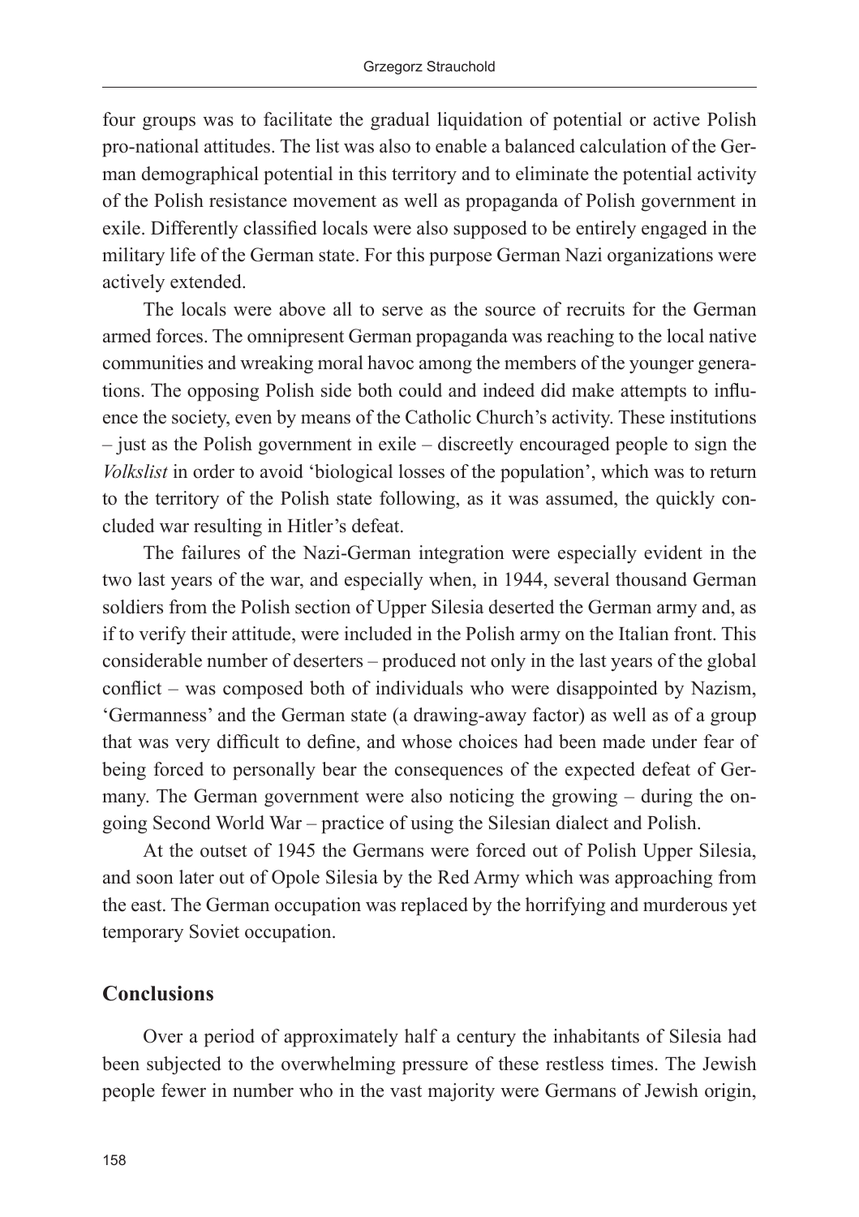four groups was to facilitate the gradual liquidation of potential or active Polish pro-national attitudes. The list was also to enable a balanced calculation of the German demographical potential in this territory and to eliminate the potential activity of the Polish resistance movement as well as propaganda of Polish government in exile. Differently classified locals were also supposed to be entirely engaged in the military life of the German state. For this purpose German Nazi organizations were actively extended.

The locals were above all to serve as the source of recruits for the German armed forces. The omnipresent German propaganda was reaching to the local native communities and wreaking moral havoc among the members of the younger generations. The opposing Polish side both could and indeed did make attempts to influence the society, even by means of the Catholic Church's activity. These institutions – just as the Polish government in exile – discreetly encouraged people to sign the *Volkslist* in order to avoid 'biological losses of the population', which was to return to the territory of the Polish state following, as it was assumed, the quickly concluded war resulting in Hitler's defeat.

The failures of the Nazi-German integration were especially evident in the two last years of the war, and especially when, in 1944, several thousand German soldiers from the Polish section of Upper Silesia deserted the German army and, as if to verify their attitude, were included in the Polish army on the Italian front. This considerable number of deserters – produced not only in the last years of the global conflict – was composed both of individuals who were disappointed by Nazism, 'Germanness' and the German state (a drawing-away factor) as well as of a group that was very difficult to define, and whose choices had been made under fear of being forced to personally bear the consequences of the expected defeat of Germany. The German government were also noticing the growing – during the ongoing Second World War – practice of using the Silesian dialect and Polish.

At the outset of 1945 the Germans were forced out of Polish Upper Silesia, and soon later out of Opole Silesia by the Red Army which was approaching from the east. The German occupation was replaced by the horrifying and murderous yet temporary Soviet occupation.

## Conclusions

Over a period of approximately half a century the inhabitants of Silesia had been subjected to the overwhelming pressure of these restless times. The Jewish people fewer in number who in the vast majority were Germans of Jewish origin,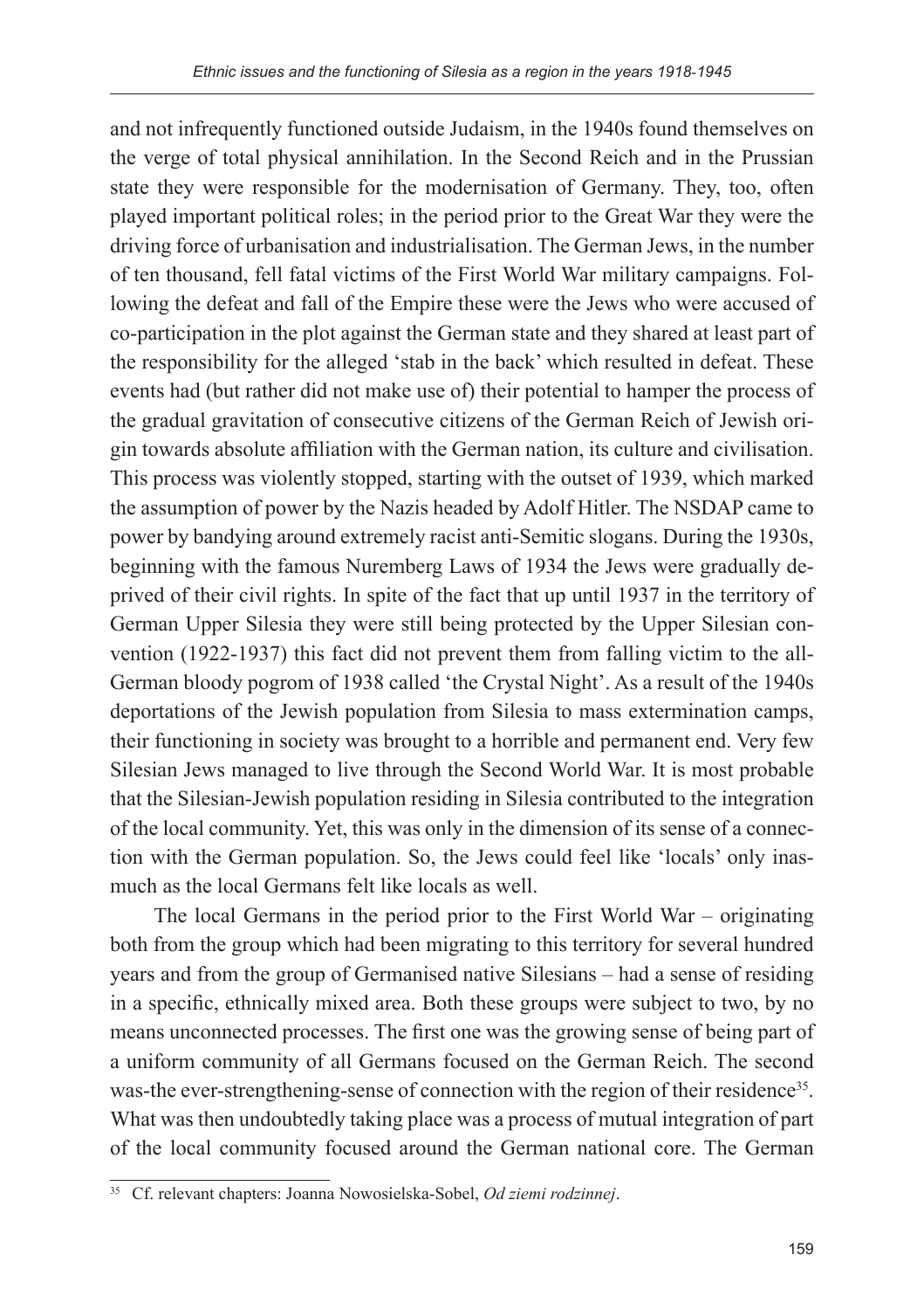and not infrequently functioned outside Judaism, in the 1940s found themselves on the verge of total physical annihilation. In the Second Reich and in the Prussian state they were responsible for the modernisation of Germany. They, too, often played important political roles; in the period prior to the Great War they were the driving force of urbanisation and industrialisation. The German Jews, in the number of ten thousand, fell fatal victims of the First World War military campaigns. Following the defeat and fall of the Empire these were the Jews who were accused of co-participation in the plot against the German state and they shared at least part of the responsibility for the alleged 'stab in the back' which resulted in defeat. These events had (but rather did not make use of) their potential to hamper the process of the gradual gravitation of consecutive citizens of the German Reich of Jewish origin towards absolute affiliation with the German nation, its culture and civilisation. This process was violently stopped, starting with the outset of 1939, which marked the assumption of power by the Nazis headed by Adolf Hitler. The NSDAP came to power by bandying around extremely racist anti-Semitic slogans. During the 1930s, beginning with the famous Nuremberg Laws of 1934 the Jews were gradually deprived of their civil rights. In spite of the fact that up until 1937 in the territory of German Upper Silesia they were still being protected by the Upper Silesian convention (1922-1937) this fact did not prevent them from falling victim to the all-German bloody pogrom of 1938 called 'the Crystal Night'. As a result of the 1940s deportations of the Jewish population from Silesia to mass extermination camps, their functioning in society was brought to a horrible and permanent end. Very few Silesian Jews managed to live through the Second World War. It is most probable that the Silesian-Jewish population residing in Silesia contributed to the integration of the local community. Yet, this was only in the dimension of its sense of a connection with the German population. So, the Jews could feel like 'locals' only inasmuch as the local Germans felt like locals as well.

The local Germans in the period prior to the First World War – originating both from the group which had been migrating to this territory for several hundred years and from the group of Germanised native Silesians – had a sense of residing in a specific, ethnically mixed area. Both these groups were subject to two, by no means unconnected processes. The first one was the growing sense of being part of a uniform community of all Germans focused on the German Reich. The second was-the ever-strengthening-sense of connection with the region of their residence[35]. What was then undoubtedly taking place was a process of mutual integration of part of the local community focused around the German national core. The German

[35] Cf. relevant chapters: Joanna Nowosielska-Sobel, *Od ziemi rodzinnej*.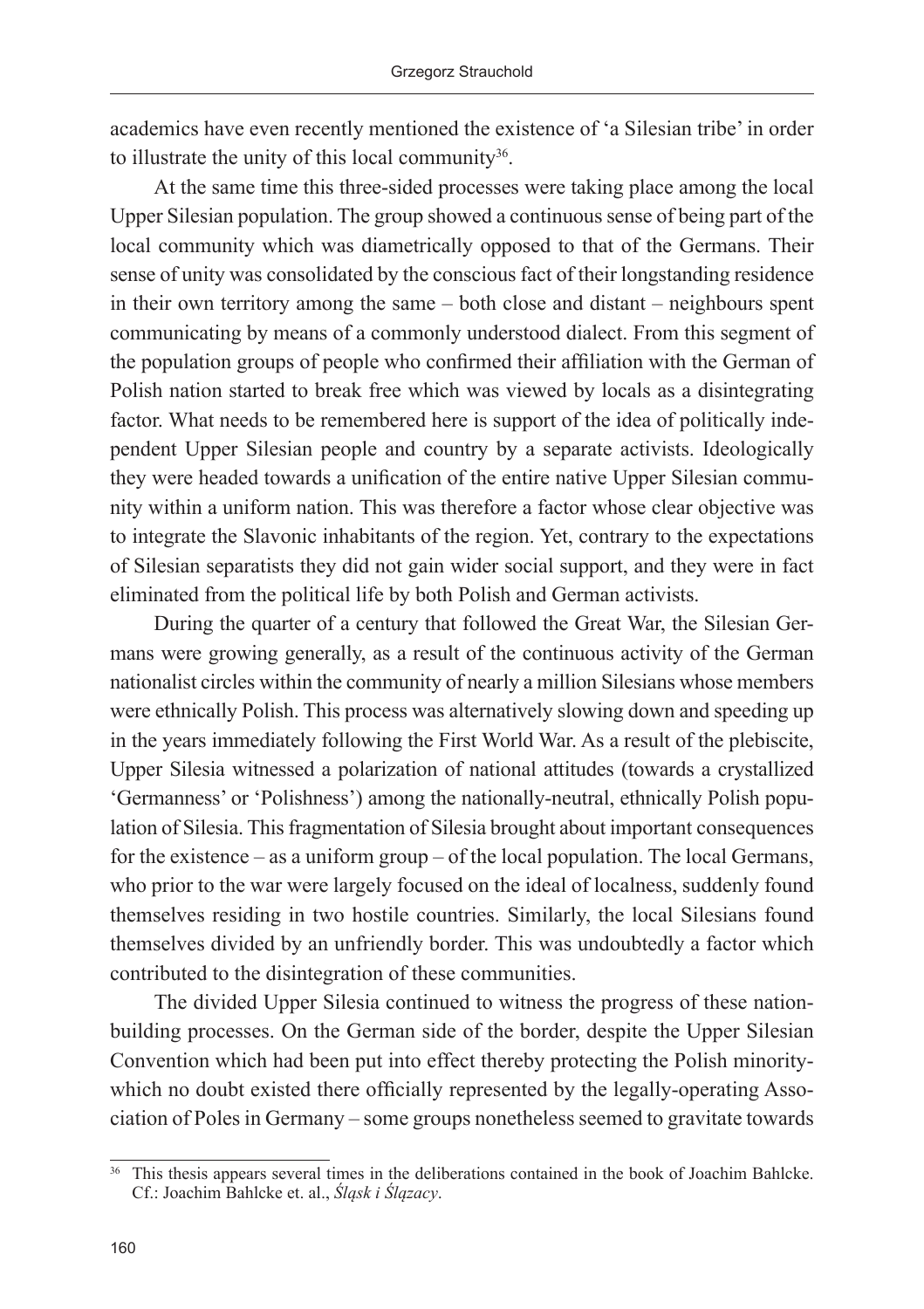academics have even recently mentioned the existence of 'a Silesian tribe' in order to illustrate the unity of this local community[36].

At the same time this three-sided processes were taking place among the local Upper Silesian population. The group showed a continuous sense of being part of the local community which was diametrically opposed to that of the Germans. Their sense of unity was consolidated by the conscious fact of their longstanding residence in their own territory among the same – both close and distant – neighbours spent communicating by means of a commonly understood dialect. From this segment of the population groups of people who confirmed their affiliation with the German of Polish nation started to break free which was viewed by locals as a disintegrating factor. What needs to be remembered here is support of the idea of politically independent Upper Silesian people and country by a separate activists. Ideologically they were headed towards a unification of the entire native Upper Silesian community within a uniform nation. This was therefore a factor whose clear objective was to integrate the Slavonic inhabitants of the region. Yet, contrary to the expectations of Silesian separatists they did not gain wider social support, and they were in fact eliminated from the political life by both Polish and German activists.

During the quarter of a century that followed the Great War, the Silesian Germans were growing generally, as a result of the continuous activity of the German nationalist circles within the community of nearly a million Silesians whose members were ethnically Polish. This process was alternatively slowing down and speeding up in the years immediately following the First World War. As a result of the plebiscite, Upper Silesia witnessed a polarization of national attitudes (towards a crystallized 'Germanness' or 'Polishness') among the nationally-neutral, ethnically Polish population of Silesia. This fragmentation of Silesia brought about important consequences for the existence – as a uniform group – of the local population. The local Germans, who prior to the war were largely focused on the ideal of localness, suddenly found themselves residing in two hostile countries. Similarly, the local Silesians found themselves divided by an unfriendly border. This was undoubtedly a factor which contributed to the disintegration of these communities.

The divided Upper Silesia continued to witness the progress of these nation-building processes. On the German side of the border, despite the Upper Silesian Convention which had been put into effect thereby protecting the Polish minority-which no doubt existed there officially represented by the legally-operating Association of Poles in Germany – some groups nonetheless seemed to gravitate towards

---

[36] This thesis appears several times in the deliberations contained in the book of Joachim Bahlcke. Cf.: Joachim Bahlcke et. al., *Śląsk i Ślązacy*.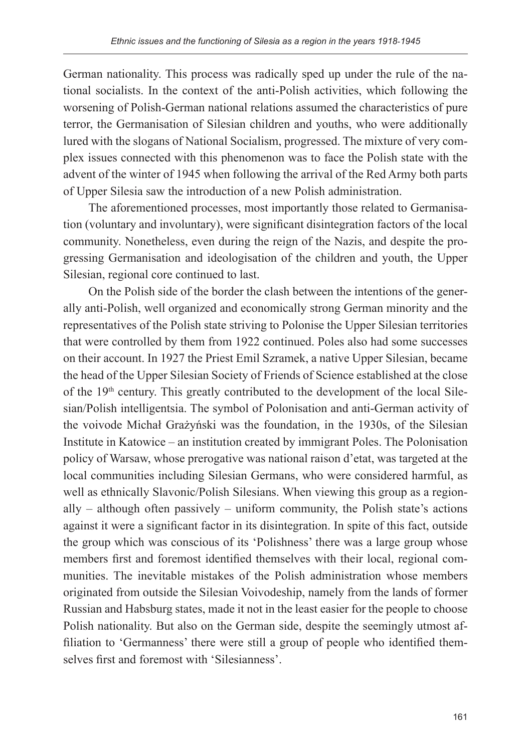German nationality. This process was radically sped up under the rule of the national socialists. In the context of the anti-Polish activities, which following the worsening of Polish-German national relations assumed the characteristics of pure terror, the Germanisation of Silesian children and youths, who were additionally lured with the slogans of National Socialism, progressed. The mixture of very complex issues connected with this phenomenon was to face the Polish state with the advent of the winter of 1945 when following the arrival of the Red Army both parts of Upper Silesia saw the introduction of a new Polish administration.

The aforementioned processes, most importantly those related to Germanisation (voluntary and involuntary), were significant disintegration factors of the local community. Nonetheless, even during the reign of the Nazis, and despite the progressing Germanisation and ideologisation of the children and youth, the Upper Silesian, regional core continued to last.

On the Polish side of the border the clash between the intentions of the generally anti-Polish, well organized and economically strong German minority and the representatives of the Polish state striving to Polonise the Upper Silesian territories that were controlled by them from 1922 continued. Poles also had some successes on their account. In 1927 the Priest Emil Szramek, a native Upper Silesian, became the head of the Upper Silesian Society of Friends of Science established at the close of the 19th century. This greatly contributed to the development of the local Silesian/Polish intelligentsia. The symbol of Polonisation and anti-German activity of the voivode Michał Grażyński was the foundation, in the 1930s, of the Silesian Institute in Katowice – an institution created by immigrant Poles. The Polonisation policy of Warsaw, whose prerogative was national raison d'etat, was targeted at the local communities including Silesian Germans, who were considered harmful, as well as ethnically Slavonic/Polish Silesians. When viewing this group as a regionally – although often passively – uniform community, the Polish state's actions against it were a significant factor in its disintegration. In spite of this fact, outside the group which was conscious of its 'Polishness' there was a large group whose members first and foremost identified themselves with their local, regional communities. The inevitable mistakes of the Polish administration whose members originated from outside the Silesian Voivodeship, namely from the lands of former Russian and Habsburg states, made it not in the least easier for the people to choose Polish nationality. But also on the German side, despite the seemingly utmost affiliation to 'Germanness' there were still a group of people who identified themselves first and foremost with 'Silesianness'.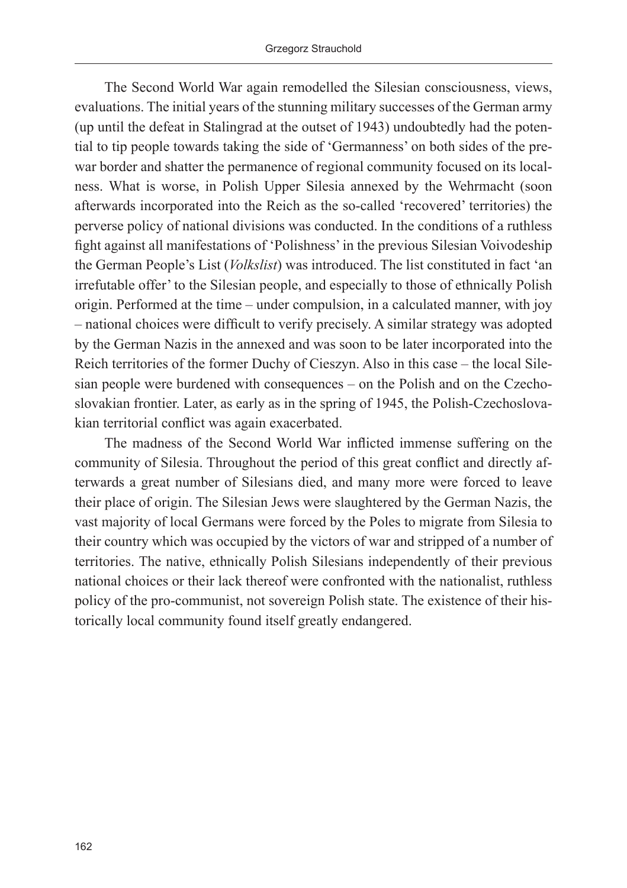The Second World War again remodelled the Silesian consciousness, views, evaluations. The initial years of the stunning military successes of the German army (up until the defeat in Stalingrad at the outset of 1943) undoubtedly had the potential to tip people towards taking the side of 'Germanness' on both sides of the pre-war border and shatter the permanence of regional community focused on its localness. What is worse, in Polish Upper Silesia annexed by the Wehrmacht (soon afterwards incorporated into the Reich as the so-called 'recovered' territories) the perverse policy of national divisions was conducted. In the conditions of a ruthless fight against all manifestations of 'Polishness' in the previous Silesian Voivodeship the German People's List (*Volkslist*) was introduced. The list constituted in fact 'an irrefutable offer' to the Silesian people, and especially to those of ethnically Polish origin. Performed at the time – under compulsion, in a calculated manner, with joy – national choices were difficult to verify precisely. A similar strategy was adopted by the German Nazis in the annexed and was soon to be later incorporated into the Reich territories of the former Duchy of Cieszyn. Also in this case – the local Silesian people were burdened with consequences – on the Polish and on the Czechoslovakian frontier. Later, as early as in the spring of 1945, the Polish-Czechoslovakian territorial conflict was again exacerbated.

The madness of the Second World War inflicted immense suffering on the community of Silesia. Throughout the period of this great conflict and directly afterwards a great number of Silesians died, and many more were forced to leave their place of origin. The Silesian Jews were slaughtered by the German Nazis, the vast majority of local Germans were forced by the Poles to migrate from Silesia to their country which was occupied by the victors of war and stripped of a number of territories. The native, ethnically Polish Silesians independently of their previous national choices or their lack thereof were confronted with the nationalist, ruthless policy of the pro-communist, not sovereign Polish state. The existence of their historically local community found itself greatly endangered.